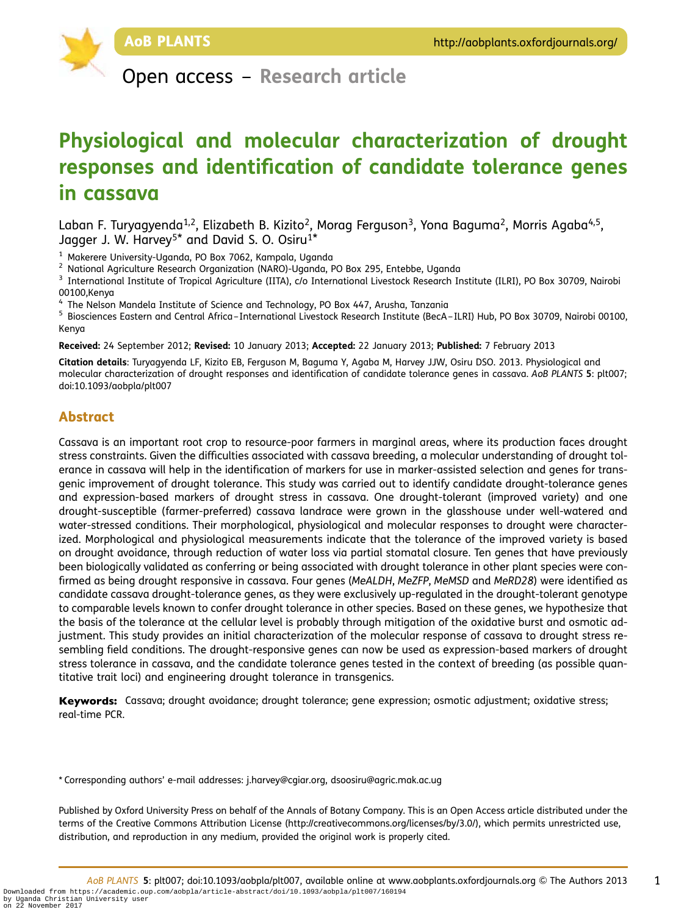Open access – Research article

# Physiological and molecular characterization of drought responses and identification of candidate tolerance genes in cassava

Laban F. Turyagyenda[1,2], Elizabeth B. Kizito[2], Morag Ferguson[3], Yona Baguma[2], Morris Agaba[4,5], Jagger J. W. Harvey[5]* and David S. O. Osiru[1]*

[1] Makerere University-Uganda, PO Box 7062, Kampala, Uganda

[2] National Agriculture Research Organization (NARO)-Uganda, PO Box 295, Entebbe, Uganda

[3] International Institute of Tropical Agriculture (IITA), c/o International Livestock Research Institute (ILRI), PO Box 30709, Nairobi 00100,Kenya

[4] The Nelson Mandela Institute of Science and Technology, PO Box 447, Arusha, Tanzania

[5] Biosciences Eastern and Central Africa–International Livestock Research Institute (BecA–ILRI) Hub, PO Box 30709, Nairobi 00100, Kenya

**Received:** 24 September 2012; **Revised:** 10 January 2013; **Accepted:** 22 January 2013; **Published:** 7 February 2013

**Citation details**: Turyagyenda LF, Kizito EB, Ferguson M, Baguma Y, Agaba M, Harvey JJW, Osiru DSO. 2013. Physiological and molecular characterization of drought responses and identification of candidate tolerance genes in cassava. *AoB PLANTS* **5**: plt007; doi:10.1093/aobpla/plt007

## Abstract

Cassava is an important root crop to resource-poor farmers in marginal areas, where its production faces drought stress constraints. Given the difficulties associated with cassava breeding, a molecular understanding of drought tolerance in cassava will help in the identification of markers for use in marker-assisted selection and genes for transgenic improvement of drought tolerance. This study was carried out to identify candidate drought-tolerance genes and expression-based markers of drought stress in cassava. One drought-tolerant (improved variety) and one drought-susceptible (farmer-preferred) cassava landrace were grown in the glasshouse under well-watered and water-stressed conditions. Their morphological, physiological and molecular responses to drought were characterized. Morphological and physiological measurements indicate that the tolerance of the improved variety is based on drought avoidance, through reduction of water loss via partial stomatal closure. Ten genes that have previously been biologically validated as conferring or being associated with drought tolerance in other plant species were confirmed as being drought responsive in cassava. Four genes (*MeALDH*, *MeZFP*, *MeMSD* and *MeRD28*) were identified as candidate cassava drought-tolerance genes, as they were exclusively up-regulated in the drought-tolerant genotype to comparable levels known to confer drought tolerance in other species. Based on these genes, we hypothesize that the basis of the tolerance at the cellular level is probably through mitigation of the oxidative burst and osmotic adjustment. This study provides an initial characterization of the molecular response of cassava to drought stress resembling field conditions. The drought-responsive genes can now be used as expression-based markers of drought stress tolerance in cassava, and the candidate tolerance genes tested in the context of breeding (as possible quantitative trait loci) and engineering drought tolerance in transgenics.

**Keywords:** Cassava; drought avoidance; drought tolerance; gene expression; osmotic adjustment; oxidative stress; real-time PCR.

\* Corresponding authors' e-mail addresses: j.harvey@cgiar.org, dsoosiru@agric.mak.ac.ug

Published by Oxford University Press on behalf of the Annals of Botany Company. This is an Open Access article distributed under the terms of the Creative Commons Attribution License (http://creativecommons.org/licenses/by/3.0/), which permits unrestricted use, distribution, and reproduction in any medium, provided the original work is properly cited.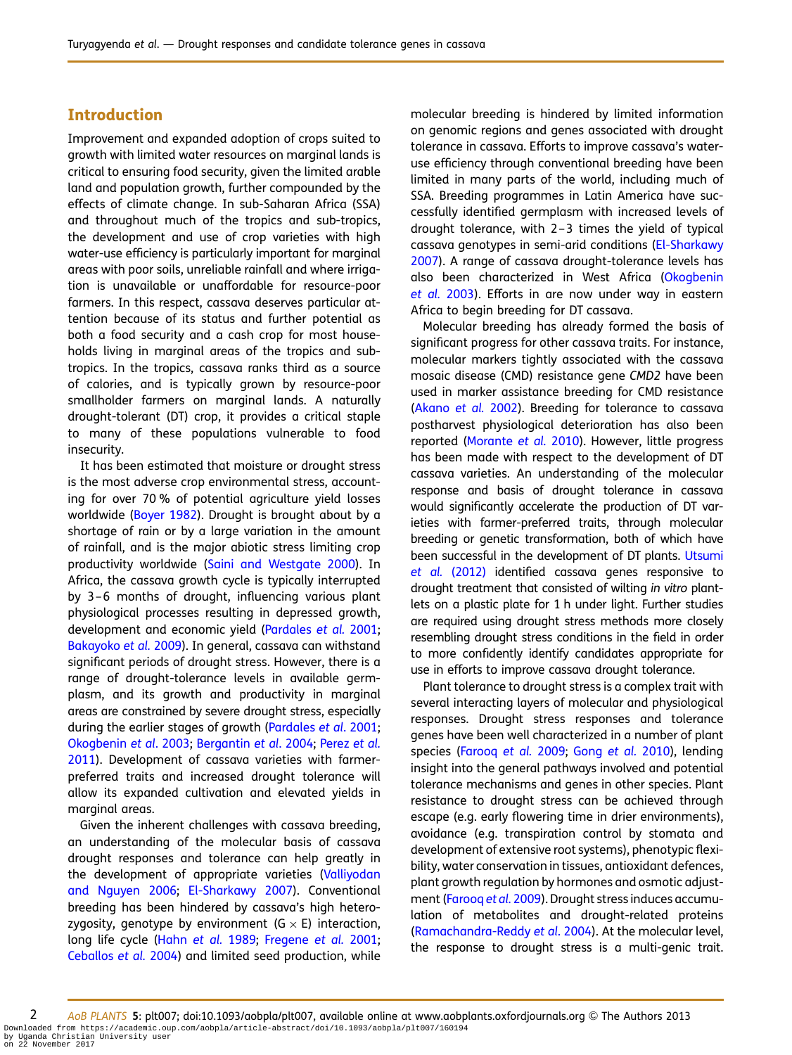## Introduction

Improvement and expanded adoption of crops suited to growth with limited water resources on marginal lands is critical to ensuring food security, given the limited arable land and population growth, further compounded by the effects of climate change. In sub-Saharan Africa (SSA) and throughout much of the tropics and sub-tropics, the development and use of crop varieties with high water-use efficiency is particularly important for marginal areas with poor soils, unreliable rainfall and where irrigation is unavailable or unaffordable for resource-poor farmers. In this respect, cassava deserves particular attention because of its status and further potential as both a food security and a cash crop for most households living in marginal areas of the tropics and sub-tropics. In the tropics, cassava ranks third as a source of calories, and is typically grown by resource-poor smallholder farmers on marginal lands. A naturally drought-tolerant (DT) crop, it provides a critical staple to many of these populations vulnerable to food insecurity.

It has been estimated that moisture or drought stress is the most adverse crop environmental stress, accounting for over 70 % of potential agriculture yield losses worldwide (Boyer 1982). Drought is brought about by a shortage of rain or by a large variation in the amount of rainfall, and is the major abiotic stress limiting crop productivity worldwide (Saini and Westgate 2000). In Africa, the cassava growth cycle is typically interrupted by 3–6 months of drought, influencing various plant physiological processes resulting in depressed growth, development and economic yield (Pardales *et al.* 2001; Bakayoko *et al.* 2009). In general, cassava can withstand significant periods of drought stress. However, there is a range of drought-tolerance levels in available germplasm, and its growth and productivity in marginal areas are constrained by severe drought stress, especially during the earlier stages of growth (Pardales *et al.* 2001; Okogbenin *et al.* 2003; Bergantin *et al.* 2004; Perez *et al.* 2011). Development of cassava varieties with farmer-preferred traits and increased drought tolerance will allow its expanded cultivation and elevated yields in marginal areas.

Given the inherent challenges with cassava breeding, an understanding of the molecular basis of cassava drought responses and tolerance can help greatly in the development of appropriate varieties (Valliyodan and Nguyen 2006; El-Sharkawy 2007). Conventional breeding has been hindered by cassava's high heterozygosity, genotype by environment (G × E) interaction, long life cycle (Hahn *et al.* 1989; Fregene *et al.* 2001; Ceballos *et al.* 2004) and limited seed production, while molecular breeding is hindered by limited information on genomic regions and genes associated with drought tolerance in cassava. Efforts to improve cassava's water-use efficiency through conventional breeding have been limited in many parts of the world, including much of SSA. Breeding programmes in Latin America have successfully identified germplasm with increased levels of drought tolerance, with 2–3 times the yield of typical cassava genotypes in semi-arid conditions (El-Sharkawy 2007). A range of cassava drought-tolerance levels has also been characterized in West Africa (Okogbenin *et al.* 2003). Efforts in are now under way in eastern Africa to begin breeding for DT cassava.

Molecular breeding has already formed the basis of significant progress for other cassava traits. For instance, molecular markers tightly associated with the cassava mosaic disease (CMD) resistance gene *CMD2* have been used in marker assistance breeding for CMD resistance (Akano *et al.* 2002). Breeding for tolerance to cassava postharvest physiological deterioration has also been reported (Morante *et al.* 2010). However, little progress has been made with respect to the development of DT cassava varieties. An understanding of the molecular response and basis of drought tolerance in cassava would significantly accelerate the production of DT varieties with farmer-preferred traits, through molecular breeding or genetic transformation, both of which have been successful in the development of DT plants. Utsumi *et al.* (2012) identified cassava genes responsive to drought treatment that consisted of wilting *in vitro* plantlets on a plastic plate for 1 h under light. Further studies are required using drought stress methods more closely resembling drought stress conditions in the field in order to more confidently identify candidates appropriate for use in efforts to improve cassava drought tolerance.

Plant tolerance to drought stress is a complex trait with several interacting layers of molecular and physiological responses. Drought stress responses and tolerance genes have been well characterized in a number of plant species (Farooq *et al.* 2009; Gong *et al.* 2010), lending insight into the general pathways involved and potential tolerance mechanisms and genes in other species. Plant resistance to drought stress can be achieved through escape (e.g. early flowering time in drier environments), avoidance (e.g. transpiration control by stomata and development of extensive root systems), phenotypic flexibility, water conservation in tissues, antioxidant defences, plant growth regulation by hormones and osmotic adjustment (Farooq *et al.* 2009). Drought stress induces accumulation of metabolites and drought-related proteins (Ramachandra-Reddy *et al.* 2004). At the molecular level, the response to drought stress is a multi-genic trait.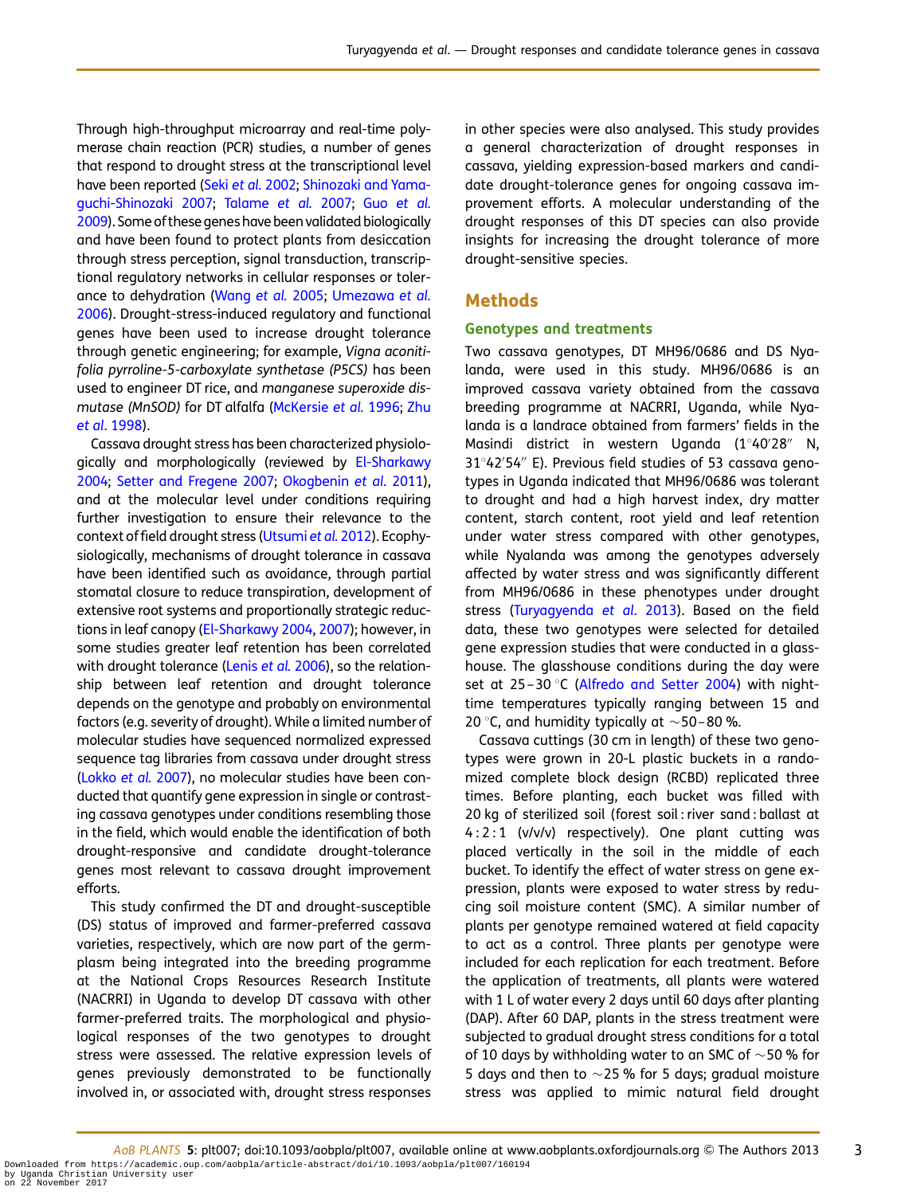Through high-throughput microarray and real-time polymerase chain reaction (PCR) studies, a number of genes that respond to drought stress at the transcriptional level have been reported (Seki *et al.* 2002; Shinozaki and Yamaguchi-Shinozaki 2007; Talame *et al.* 2007; Guo *et al.* 2009). Some of these genes have been validated biologically and have been found to protect plants from desiccation through stress perception, signal transduction, transcriptional regulatory networks in cellular responses or tolerance to dehydration (Wang *et al.* 2005; Umezawa *et al.* 2006). Drought-stress-induced regulatory and functional genes have been used to increase drought tolerance through genetic engineering; for example, *Vigna aconitifolia pyrroline-5-carboxylate synthetase (P5CS)* has been used to engineer DT rice, and *manganese superoxide dismutase (MnSOD)* for DT alfalfa (McKersie *et al.* 1996; Zhu *et al.* 1998).

Cassava drought stress has been characterized physiologically and morphologically (reviewed by El-Sharkawy 2004; Setter and Fregene 2007; Okogbenin *et al.* 2011), and at the molecular level under conditions requiring further investigation to ensure their relevance to the context of field drought stress (Utsumi *et al.* 2012). Ecophysiologically, mechanisms of drought tolerance in cassava have been identified such as avoidance, through partial stomatal closure to reduce transpiration, development of extensive root systems and proportionally strategic reductions in leaf canopy (El-Sharkawy 2004, 2007); however, in some studies greater leaf retention has been correlated with drought tolerance (Lenis *et al.* 2006), so the relationship between leaf retention and drought tolerance depends on the genotype and probably on environmental factors (e.g. severity of drought). While a limited number of molecular studies have sequenced normalized expressed sequence tag libraries from cassava under drought stress (Lokko *et al.* 2007), no molecular studies have been conducted that quantify gene expression in single or contrasting cassava genotypes under conditions resembling those in the field, which would enable the identification of both drought-responsive and candidate drought-tolerance genes most relevant to cassava drought improvement efforts.

This study confirmed the DT and drought-susceptible (DS) status of improved and farmer-preferred cassava varieties, respectively, which are now part of the germplasm being integrated into the breeding programme at the National Crops Resources Research Institute (NACRRI) in Uganda to develop DT cassava with other farmer-preferred traits. The morphological and physiological responses of the two genotypes to drought stress were assessed. The relative expression levels of genes previously demonstrated to be functionally involved in, or associated with, drought stress responses in other species were also analysed. This study provides a general characterization of drought responses in cassava, yielding expression-based markers and candidate drought-tolerance genes for ongoing cassava improvement efforts. A molecular understanding of the drought responses of this DT species can also provide insights for increasing the drought tolerance of more drought-sensitive species.

## Methods

### Genotypes and treatments

Two cassava genotypes, DT MH96/0686 and DS Nyalanda, were used in this study. MH96/0686 is an improved cassava variety obtained from the cassava breeding programme at NACRRI, Uganda, while Nyalanda is a landrace obtained from farmers' fields in the Masindi district in western Uganda (1°40′28″ N, 31°42′54″ E). Previous field studies of 53 cassava genotypes in Uganda indicated that MH96/0686 was tolerant to drought and had a high harvest index, dry matter content, starch content, root yield and leaf retention under water stress compared with other genotypes, while Nyalanda was among the genotypes adversely affected by water stress and was significantly different from MH96/0686 in these phenotypes under drought stress (Turyagyenda *et al.* 2013). Based on the field data, these two genotypes were selected for detailed gene expression studies that were conducted in a glasshouse. The glasshouse conditions during the day were set at 25–30 °C (Alfredo and Setter 2004) with night-time temperatures typically ranging between 15 and 20 °C, and humidity typically at ∼50–80 %.

Cassava cuttings (30 cm in length) of these two genotypes were grown in 20-L plastic buckets in a randomized complete block design (RCBD) replicated three times. Before planting, each bucket was filled with 20 kg of sterilized soil (forest soil : river sand : ballast at 4 : 2 : 1 (v/v/v) respectively). One plant cutting was placed vertically in the soil in the middle of each bucket. To identify the effect of water stress on gene expression, plants were exposed to water stress by reducing soil moisture content (SMC). A similar number of plants per genotype remained watered at field capacity to act as a control. Three plants per genotype were included for each replication for each treatment. Before the application of treatments, all plants were watered with 1 L of water every 2 days until 60 days after planting (DAP). After 60 DAP, plants in the stress treatment were subjected to gradual drought stress conditions for a total of 10 days by withholding water to an SMC of ∼50 % for 5 days and then to ∼25 % for 5 days; gradual moisture stress was applied to mimic natural field drought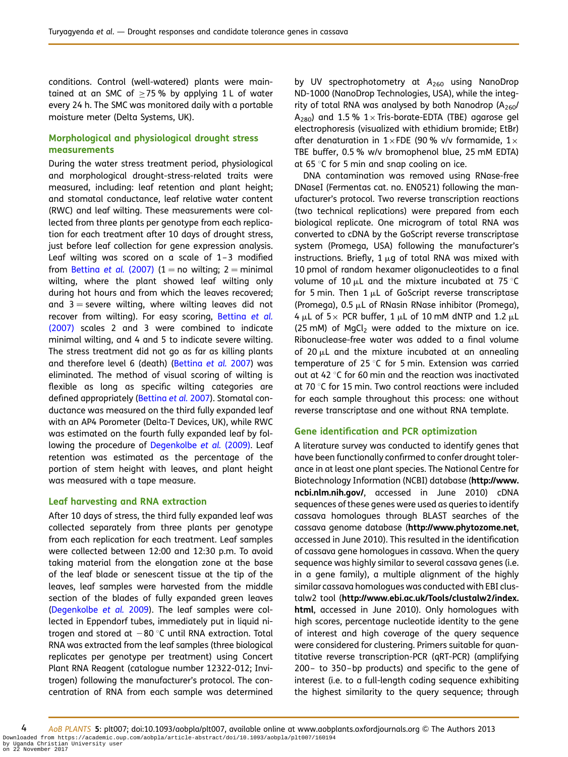conditions. Control (well-watered) plants were maintained at an SMC of ≥75 % by applying 1 L of water every 24 h. The SMC was monitored daily with a portable moisture meter (Delta Systems, UK).

## Morphological and physiological drought stress measurements

During the water stress treatment period, physiological and morphological drought-stress-related traits were measured, including: leaf retention and plant height; and stomatal conductance, leaf relative water content (RWC) and leaf wilting. These measurements were collected from three plants per genotype from each replication for each treatment after 10 days of drought stress, just before leaf collection for gene expression analysis. Leaf wilting was scored on a scale of 1–3 modified from Bettina *et al.* (2007) (1 = no wilting; 2 = minimal wilting, where the plant showed leaf wilting only during hot hours and from which the leaves recovered; and 3 = severe wilting, where wilting leaves did not recover from wilting). For easy scoring, Bettina *et al.* (2007) scales 2 and 3 were combined to indicate minimal wilting, and 4 and 5 to indicate severe wilting. The stress treatment did not go as far as killing plants and therefore level 6 (death) (Bettina *et al.* 2007) was eliminated. The method of visual scoring of wilting is flexible as long as specific wilting categories are defined appropriately (Bettina *et al.* 2007). Stomatal conductance was measured on the third fully expanded leaf with an AP4 Porometer (Delta-T Devices, UK), while RWC was estimated on the fourth fully expanded leaf by following the procedure of Degenkolbe *et al.* (2009). Leaf retention was estimated as the percentage of the portion of stem height with leaves, and plant height was measured with a tape measure.

## Leaf harvesting and RNA extraction

After 10 days of stress, the third fully expanded leaf was collected separately from three plants per genotype from each replication for each treatment. Leaf samples were collected between 12:00 and 12:30 p.m. To avoid taking material from the elongation zone at the base of the leaf blade or senescent tissue at the tip of the leaves, leaf samples were harvested from the middle section of the blades of fully expanded green leaves (Degenkolbe *et al.* 2009). The leaf samples were collected in Eppendorf tubes, immediately put in liquid nitrogen and stored at −80 °C until RNA extraction. Total RNA was extracted from the leaf samples (three biological replicates per genotype per treatment) using Concert Plant RNA Reagent (catalogue number 12322-012; Invitrogen) following the manufacturer's protocol. The concentration of RNA from each sample was determined by UV spectrophotometry at $A_{260}$ using NanoDrop ND-1000 (NanoDrop Technologies, USA), while the integrity of total RNA was analysed by both Nanodrop ($A_{260}$/$A_{280}$) and 1.5 % 1× Tris-borate-EDTA (TBE) agarose gel electrophoresis (visualized with ethidium bromide; EtBr) after denaturation in 1×FDE (90 % v/v formamide, 1× TBE buffer, 0.5 % w/v bromophenol blue, 25 mM EDTA) at 65 °C for 5 min and snap cooling on ice.

DNA contamination was removed using RNase-free DNaseI (Fermentas cat. no. EN0521) following the manufacturer's protocol. Two reverse transcription reactions (two technical replications) were prepared from each biological replicate. One microgram of total RNA was converted to cDNA by the GoScript reverse transcriptase system (Promega, USA) following the manufacturer's instructions. Briefly, 1 µg of total RNA was mixed with 10 pmol of random hexamer oligonucleotides to a final volume of 10 µL and the mixture incubated at 75 °C for 5 min. Then 1 µL of GoScript reverse transcriptase (Promega), 0.5 µL of RNasin RNase inhibitor (Promega), 4 µL of 5× PCR buffer, 1 µL of 10 mM dNTP and 1.2 µL (25 mM) of $MgCl_2$ were added to the mixture on ice. Ribonuclease-free water was added to a final volume of 20 µL and the mixture incubated at an annealing temperature of 25 °C for 5 min. Extension was carried out at 42 °C for 60 min and the reaction was inactivated at 70 °C for 15 min. Two control reactions were included for each sample throughout this process: one without reverse transcriptase and one without RNA template.

## Gene identification and PCR optimization

A literature survey was conducted to identify genes that have been functionally confirmed to confer drought tolerance in at least one plant species. The National Centre for Biotechnology Information (NCBI) database (**http://www.ncbi.nlm.nih.gov/**, accessed in June 2010) cDNA sequences of these genes were used as queries to identify cassava homologues through BLAST searches of the cassava genome database (**http://www.phytozome.net**, accessed in June 2010). This resulted in the identification of cassava gene homologues in cassava. When the query sequence was highly similar to several cassava genes (i.e. in a gene family), a multiple alignment of the highly similar cassava homologues was conducted with EBI clustalw2 tool (**http://www.ebi.ac.uk/Tools/clustalw2/index.html**, accessed in June 2010). Only homologues with high scores, percentage nucleotide identity to the gene of interest and high coverage of the query sequence were considered for clustering. Primers suitable for quantitative reverse transcription-PCR (qRT-PCR) (amplifying 200– to 350–bp products) and specific to the gene of interest (i.e. to a full-length coding sequence exhibiting the highest similarity to the query sequence; through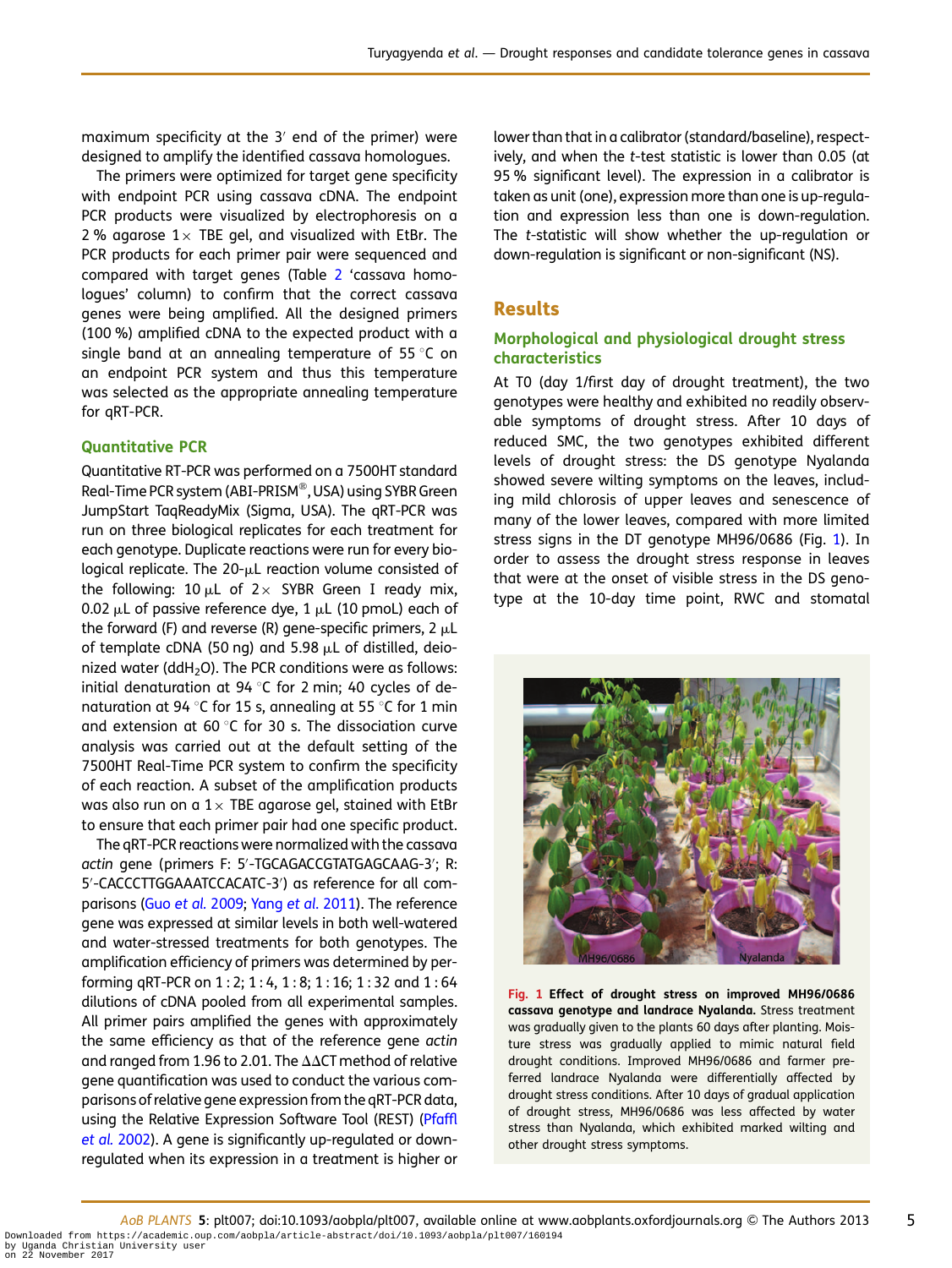maximum specificity at the 3′ end of the primer) were designed to amplify the identified cassava homologues.

The primers were optimized for target gene specificity with endpoint PCR using cassava cDNA. The endpoint PCR products were visualized by electrophoresis on a 2 % agarose 1× TBE gel, and visualized with EtBr. The PCR products for each primer pair were sequenced and compared with target genes (Table 2 'cassava homologues' column) to confirm that the correct cassava genes were being amplified. All the designed primers (100 %) amplified cDNA to the expected product with a single band at an annealing temperature of 55 °C on an endpoint PCR system and thus this temperature was selected as the appropriate annealing temperature for qRT-PCR.

### Quantitative PCR

Quantitative RT-PCR was performed on a 7500HT standard Real-Time PCR system (ABI-PRISM®, USA) using SYBR Green JumpStart TaqReadyMix (Sigma, USA). The qRT-PCR was run on three biological replicates for each treatment for each genotype. Duplicate reactions were run for every biological replicate. The 20-μL reaction volume consisted of the following: 10 μL of 2× SYBR Green I ready mix, 0.02 μL of passive reference dye, 1 μL (10 pmoL) each of the forward (F) and reverse (R) gene-specific primers, 2 μL of template cDNA (50 ng) and 5.98 μL of distilled, deionized water (dd$H_2O$). The PCR conditions were as follows: initial denaturation at 94 °C for 2 min; 40 cycles of denaturation at 94 °C for 15 s, annealing at 55 °C for 1 min and extension at 60 °C for 30 s. The dissociation curve analysis was carried out at the default setting of the 7500HT Real-Time PCR system to confirm the specificity of each reaction. A subset of the amplification products was also run on a 1× TBE agarose gel, stained with EtBr to ensure that each primer pair had one specific product.

The qRT-PCR reactions were normalized with the cassava *actin* gene (primers F: 5′-TGCAGACCGTATGAGCAAG-3′; R: 5′-CACCCTTGGAAATCCACATC-3′) as reference for all comparisons (Guo *et al.* 2009; Yang *et al.* 2011). The reference gene was expressed at similar levels in both well-watered and water-stressed treatments for both genotypes. The amplification efficiency of primers was determined by performing qRT-PCR on 1 : 2; 1 : 4, 1 : 8; 1 : 16; 1 : 32 and 1 : 64 dilutions of cDNA pooled from all experimental samples. All primer pairs amplified the genes with approximately the same efficiency as that of the reference gene *actin* and ranged from 1.96 to 2.01. The ΔΔCT method of relative gene quantification was used to conduct the various comparisons of relative gene expression from the qRT-PCR data, using the Relative Expression Software Tool (REST) (Pfaffl *et al.* 2002). A gene is significantly up-regulated or down-regulated when its expression in a treatment is higher or lower than that in a calibrator (standard/baseline), respectively, and when the *t*-test statistic is lower than 0.05 (at 95 % significant level). The expression in a calibrator is taken as unit (one), expression more than one is up-regulation and expression less than one is down-regulation. The *t*-statistic will show whether the up-regulation or down-regulation is significant or non-significant (NS).

## Results

### Morphological and physiological drought stress characteristics

At T0 (day 1/first day of drought treatment), the two genotypes were healthy and exhibited no readily observable symptoms of drought stress. After 10 days of reduced SMC, the two genotypes exhibited different levels of drought stress: the DS genotype Nyalanda showed severe wilting symptoms on the leaves, including mild chlorosis of upper leaves and senescence of many of the lower leaves, compared with more limited stress signs in the DT genotype MH96/0686 (Fig. 1). In order to assess the drought stress response in leaves that were at the onset of visible stress in the DS genotype at the 10-day time point, RWC and stomatal

**Fig. 1 Effect of drought stress on improved MH96/0686 cassava genotype and landrace Nyalanda.** Stress treatment was gradually given to the plants 60 days after planting. Moisture stress was gradually applied to mimic natural field drought conditions. Improved MH96/0686 and farmer preferred landrace Nyalanda were differentially affected by drought stress conditions. After 10 days of gradual application of drought stress, MH96/0686 was less affected by water stress than Nyalanda, which exhibited marked wilting and other drought stress symptoms.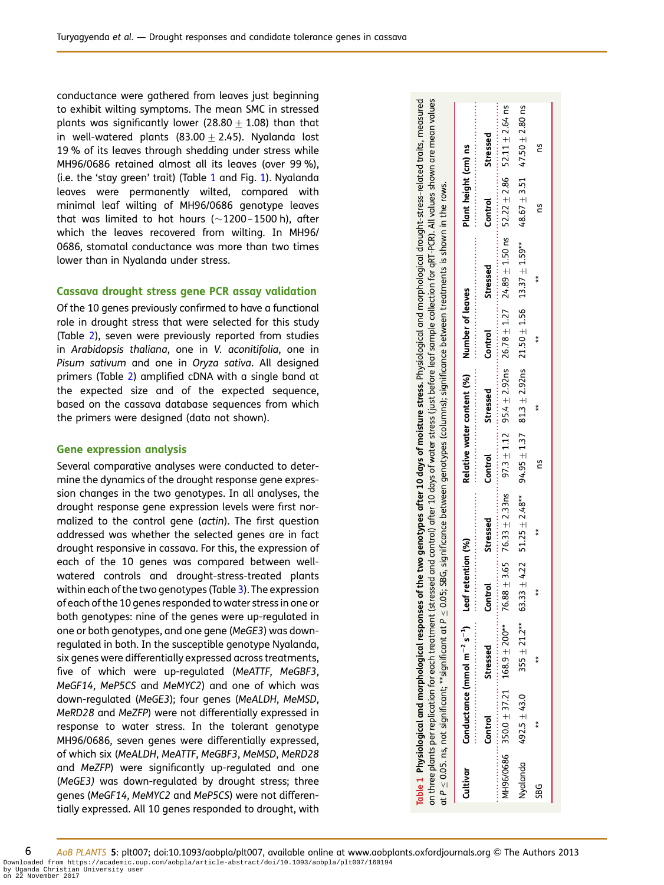conductance were gathered from leaves just beginning to exhibit wilting symptoms. The mean SMC in stressed plants was significantly lower (28.80 ± 1.08) than that in well-watered plants (83.00 ± 2.45). Nyalanda lost 19 % of its leaves through shedding under stress while MH96/0686 retained almost all its leaves (over 99 %), (i.e. the 'stay green' trait) (Table 1 and Fig. 1). Nyalanda leaves were permanently wilted, compared with minimal leaf wilting of MH96/0686 genotype leaves that was limited to hot hours (~1200–1500 h), after which the leaves recovered from wilting. In MH96/0686, stomatal conductance was more than two times lower than in Nyalanda under stress.

## Cassava drought stress gene PCR assay validation

Of the 10 genes previously confirmed to have a functional role in drought stress that were selected for this study (Table 2), seven were previously reported from studies in *Arabidopsis thaliana*, one in *V. aconitifolia*, one in *Pisum sativum* and one in *Oryza sativa*. All designed primers (Table 2) amplified cDNA with a single band at the expected size and of the expected sequence, based on the cassava database sequences from which the primers were designed (data not shown).

## Gene expression analysis

Several comparative analyses were conducted to determine the dynamics of the drought response gene expression changes in the two genotypes. In all analyses, the drought response gene expression levels were first normalized to the control gene (*actin*). The first question addressed was whether the selected genes are in fact drought responsive in cassava. For this, the expression of each of the 10 genes was compared between well-watered controls and drought-stress-treated plants within each of the two genotypes (Table 3). The expression of each of the 10 genes responded to water stress in one or both genotypes: nine of the genes were up-regulated in one or both genotypes, and one gene (*MeGE3*) was down-regulated in both. In the susceptible genotype Nyalanda, six genes were differentially expressed across treatments, five of which were up-regulated (*MeATTF*, *MeGBF3*, *MeGF14*, *MeP5CS* and *MeMYC2*) and one of which was down-regulated (*MeGE3*); four genes (*MeALDH*, *MeMSD*, *MeRD28* and *MeZFP*) were not differentially expressed in response to water stress. In the tolerant genotype MH96/0686, seven genes were differentially expressed, of which six (*MeALDH*, *MeATTF*, *MeGBF3*, *MeMSD*, *MeRD28* and *MeZFP*) were significantly up-regulated and one (*MeGE3*) was down-regulated by drought stress; three genes (*MeGF14*, *MeMYC2* and *MeP5CS*) were not differentially expressed. All 10 genes responded to drought, with

**Table 1** **Physiological and morphological responses of the two genotypes after 10 days of moisture stress.** Physiological and morphological drought-stress-related traits, measured on three plants per replication for each treatment (stressed and control) after 10 days of water stress (just before leaf sample collection for qRT-PCR). All values shown are mean values at $P \leq 0.05$. ns, not significant; **significant at $P \leq 0.05$; SBG, significance between genotypes (columns); significance between treatments is shown in the rows.

| Cultivar | Conductance (mmol m$^{-2}$ s$^{-1}$) | | Leaf retention (%) | | Relative water content (%) | | Number of leaves | | Plant height (cm) ns | |
|---|---|---|---|---|---|---|---|---|---|---|
| | Control | Stressed | Control | Stressed | Control | Stressed | Control | Stressed | Control | Stressed |
| MH96/0686 | 350.0 ± 37.21 | 168.9 ± 200** | 76.88 ± 3.65 | 76.33 ± 2.33ns | 97.3 ± 1.12 | 95.4 ± 2.92ns | 26.78 ± 1.27 | 24.89 ± 1.50 ns | 52.22 ± 2.86 | 52.11 ± 2.64 ns |
| Nyalanda | 492.5 ± 43.0 | 355 ± 21.2** | 63.33 ± 4.22 | 51.25 ± 2.48** | 94.95 ± 1.37 | 81.3 ± 2.92ns | 21.50 ± 1.56 | 13.37 ± 1.59** | 48.67 ± 3.51 | 47.50 ± 2.80 ns |
| SBG | ** | ** | ** | ** | ns | ** | ** | ** | ns | ns |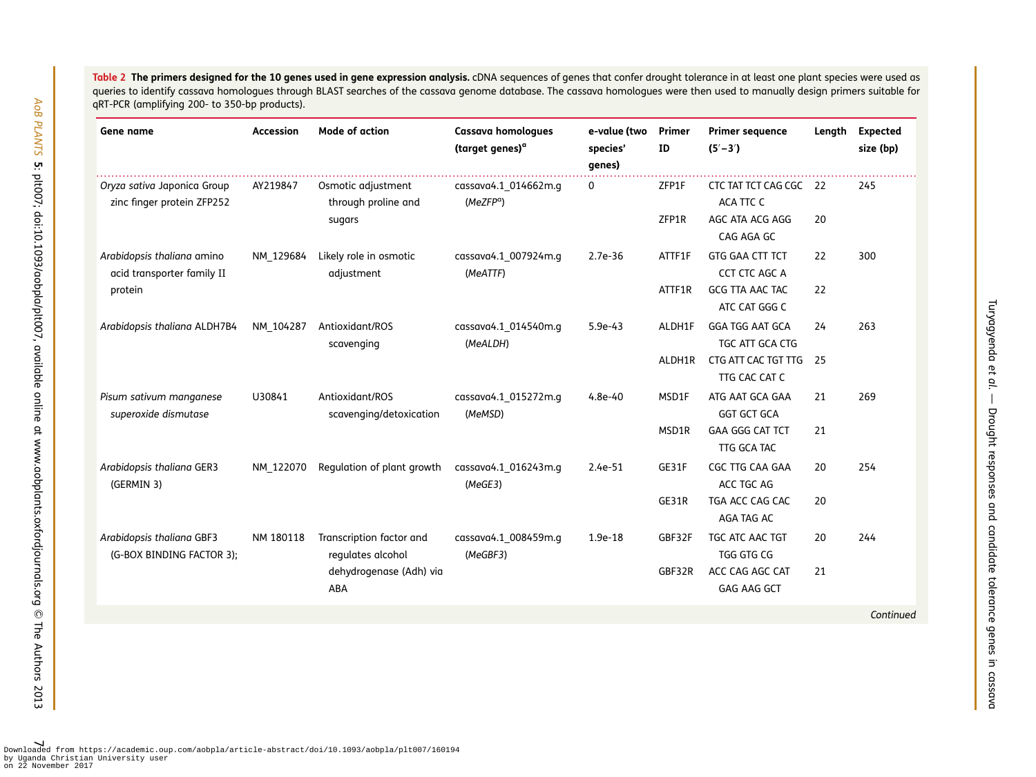**Table 2 The primers designed for the 10 genes used in gene expression analysis.** cDNA sequences of genes that confer drought tolerance in at least one plant species were used as queries to identify cassava homologues through BLAST searches of the cassava genome database. The cassava homologues were then used to manually design primers suitable for qRT-PCR (amplifying 200- to 350-bp products).

| Gene name | Accession | Mode of action | Cassava homologues (target genes)[a] | e-value (two species' genes) | Primer ID | Primer sequence (5′–3′) | Length | Expected size (bp) |
|---|---|---|---|---|---|---|---|---|
| *Oryza sativa* Japonica Group zinc finger protein ZFP252 | AY219847 | Osmotic adjustment through proline and sugars | cassava4.1_014662m.g (*MeZFP*[a]) | 0 | ZFP1F | CTC TAT TCT CAG CGC ACA TTC C | 22 | 245 |
| | | | | | ZFP1R | AGC ATA ACG AGG CAG AGA GC | 20 | |
| *Arabidopsis thaliana* amino acid transporter family II protein | NM_129684 | Likely role in osmotic adjustment | cassava4.1_007924m.g (*MeATTF*) | 2.7e-36 | ATTF1F | GTG GAA CTT TCT CCT CTC AGC A | 22 | 300 |
| | | | | | ATTF1R | GCG TTA AAC TAC ATC CAT GGG C | 22 | |
| *Arabidopsis thaliana* ALDH7B4 | NM_104287 | Antioxidant/ROS scavenging | cassava4.1_014540m.g (*MeALDH*) | 5.9e-43 | ALDH1F | GGA TGG AAT GCA TGC ATT GCA CTG | 24 | 263 |
| | | | | | ALDH1R | CTG ATT CAC TGT TTG TTG CAC CAT C | 25 | |
| *Pisum sativum manganese superoxide dismutase* | U30841 | Antioxidant/ROS scavenging/detoxication | cassava4.1_015272m.g (*MeMSD*) | 4.8e-40 | MSD1F | ATG AAT GCA GAA GGT GCT GCA | 21 | 269 |
| | | | | | MSD1R | GAA GGG CAT TCT TTG GCA TAC | 21 | |
| *Arabidopsis thaliana* GER3 (GERMIN 3) | NM_122070 | Regulation of plant growth | cassava4.1_016243m.g (*MeGE3*) | 2.4e-51 | GE31F | CGC TTG CAA GAA ACC TGC AG | 20 | 254 |
| | | | | | GE31R | TGA ACC CAG CAC AGA TAG AC | 20 | |
| *Arabidopsis thaliana* GBF3 (G-BOX BINDING FACTOR 3); | NM 180118 | Transcription factor and regulates alcohol dehydrogenase (Adh) via ABA | cassava4.1_008459m.g (*MeGBF3*) | 1.9e-18 | GBF32F | TGC ATC AAC TGT TGG GTG CG | 20 | 244 |
| | | | | | GBF32R | ACC CAG AGC CAT GAG AAG GCT | 21 | |

*Continued*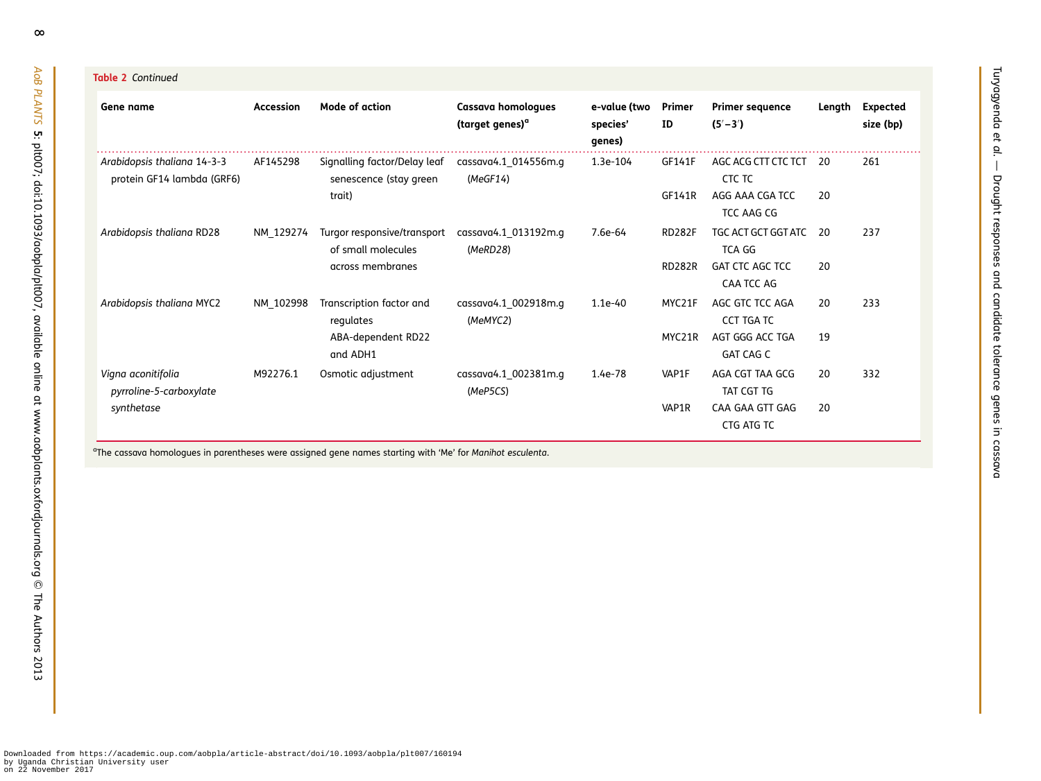**Table 2** *Continued*

| Gene name | Accession | Mode of action | Cassava homologues (target genes)[a] | e-value (two species' genes) | Primer ID | Primer sequence (5′–3′) | Length | Expected size (bp) |
|---|---|---|---|---|---|---|---|---|
| *Arabidopsis thaliana* 14-3-3 protein GF14 lambda (GRF6) | AF145298 | Signalling factor/Delay leaf senescence (stay green trait) | cassava4.1_014556m.g (*MeGF14*) | 1.3e-104 | GF141F | AGC ACG CTT CTC TCT CTC TC | 20 | 261 |
| | | | | | GF141R | AGG AAA CGA TCC TCC AAG CG | 20 | |
| *Arabidopsis thaliana* RD28 | NM_129274 | Turgor responsive/transport of small molecules across membranes | cassava4.1_013192m.g (*MeRD28*) | 7.6e-64 | RD282F | TGC ACT GCT GGT ATC TCA GG | 20 | 237 |
| | | | | | RD282R | GAT CTC AGC TCC CAA TCC AG | 20 | |
| *Arabidopsis thaliana* MYC2 | NM_102998 | Transcription factor and regulates ABA-dependent RD22 and ADH1 | cassava4.1_002918m.g (*MeMYC2*) | 1.1e-40 | MYC21F | AGC GTC TCC AGA CCT TGA TC | 20 | 233 |
| | | | | | MYC21R | AGT GGG ACC TGA GAT CAG C | 19 | |
| *Vigna aconitifolia pyrroline-5-carboxylate synthetase* | M92276.1 | Osmotic adjustment | cassava4.1_002381m.g (*MeP5CS*) | 1.4e-78 | VAP1F | AGA CGT TAA GCG TAT CGT TG | 20 | 332 |
| | | | | | VAP1R | CAA GAA GTT GAG CTG ATG TC | 20 | |

[a]The cassava homologues in parentheses were assigned gene names starting with 'Me' for *Manihot esculenta*.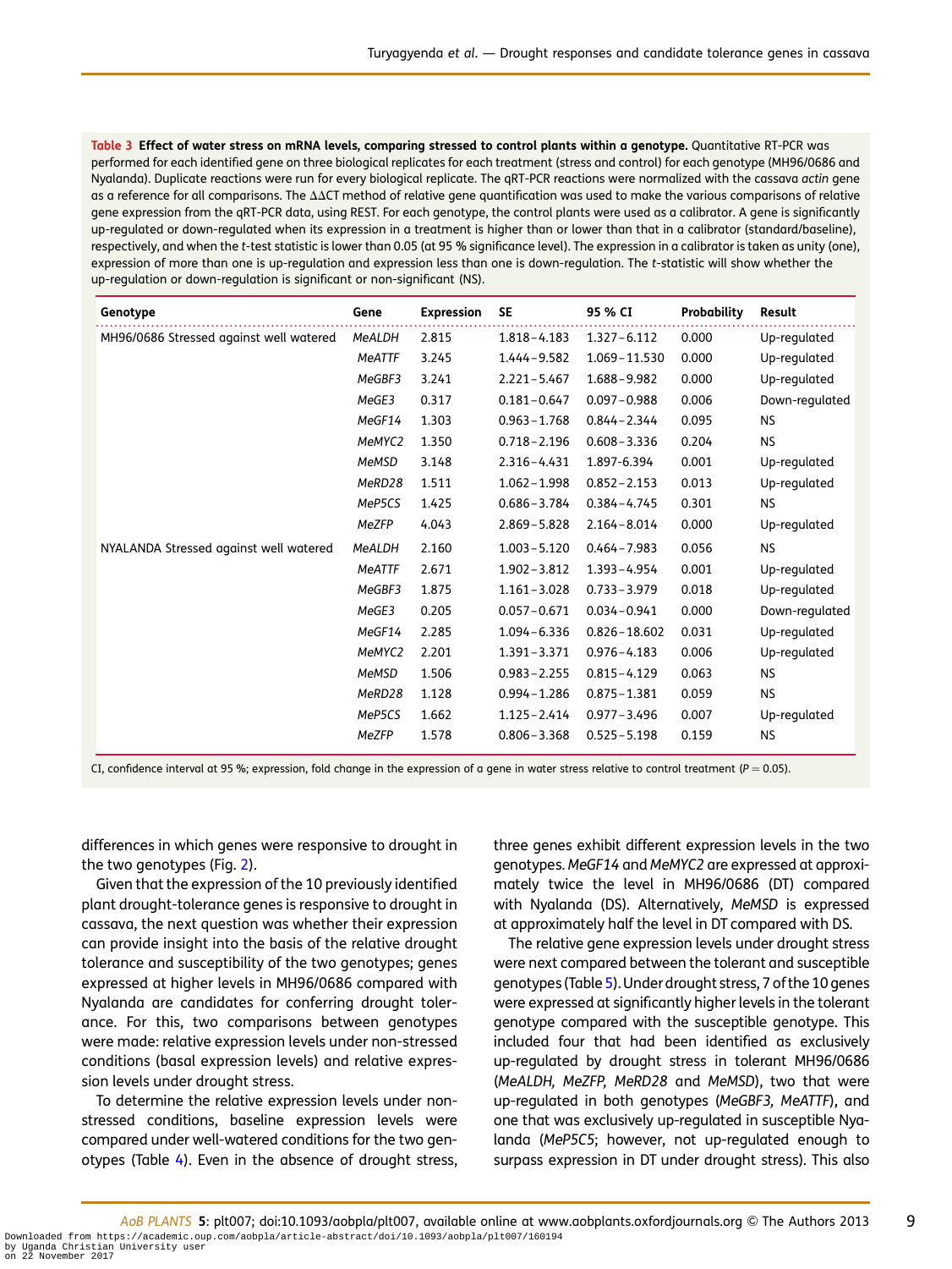**Table 3 Effect of water stress on mRNA levels, comparing stressed to control plants within a genotype.** Quantitative RT-PCR was performed for each identified gene on three biological replicates for each treatment (stress and control) for each genotype (MH96/0686 and Nyalanda). Duplicate reactions were run for every biological replicate. The qRT-PCR reactions were normalized with the cassava *actin* gene as a reference for all comparisons. The ΔΔCT method of relative gene quantification was used to make the various comparisons of relative gene expression from the qRT-PCR data, using REST. For each genotype, the control plants were used as a calibrator. A gene is significantly up-regulated or down-regulated when its expression in a treatment is higher than or lower than that in a calibrator (standard/baseline), respectively, and when the *t*-test statistic is lower than 0.05 (at 95 % significance level). The expression in a calibrator is taken as unity (one), expression of more than one is up-regulation and expression less than one is down-regulation. The *t*-statistic will show whether the up-regulation or down-regulation is significant or non-significant (NS).

| Genotype | Gene | Expression | SE | 95 % CI | Probability | Result |
|---|---|---|---|---|---|---|
| MH96/0686 Stressed against well watered | *MeALDH* | 2.815 | 1.818–4.183 | 1.327–6.112 | 0.000 | Up-regulated |
| | *MeATTF* | 3.245 | 1.444–9.582 | 1.069–11.530 | 0.000 | Up-regulated |
| | *MeGBF3* | 3.241 | 2.221–5.467 | 1.688–9.982 | 0.000 | Up-regulated |
| | *MeGE3* | 0.317 | 0.181–0.647 | 0.097–0.988 | 0.006 | Down-regulated |
| | *MeGF14* | 1.303 | 0.963–1.768 | 0.844–2.344 | 0.095 | NS |
| | *MeMYC2* | 1.350 | 0.718–2.196 | 0.608–3.336 | 0.204 | NS |
| | *MeMSD* | 3.148 | 2.316–4.431 | 1.897-6.394 | 0.001 | Up-regulated |
| | *MeRD28* | 1.511 | 1.062–1.998 | 0.852–2.153 | 0.013 | Up-regulated |
| | *MeP5CS* | 1.425 | 0.686–3.784 | 0.384–4.745 | 0.301 | NS |
| | *MeZFP* | 4.043 | 2.869–5.828 | 2.164–8.014 | 0.000 | Up-regulated |
| NYALANDA Stressed against well watered | *MeALDH* | 2.160 | 1.003–5.120 | 0.464–7.983 | 0.056 | NS |
| | *MeATTF* | 2.671 | 1.902–3.812 | 1.393–4.954 | 0.001 | Up-regulated |
| | *MeGBF3* | 1.875 | 1.161–3.028 | 0.733–3.979 | 0.018 | Up-regulated |
| | *MeGE3* | 0.205 | 0.057–0.671 | 0.034–0.941 | 0.000 | Down-regulated |
| | *MeGF14* | 2.285 | 1.094–6.336 | 0.826–18.602 | 0.031 | Up-regulated |
| | *MeMYC2* | 2.201 | 1.391–3.371 | 0.976–4.183 | 0.006 | Up-regulated |
| | *MeMSD* | 1.506 | 0.983–2.255 | 0.815–4.129 | 0.063 | NS |
| | *MeRD28* | 1.128 | 0.994–1.286 | 0.875–1.381 | 0.059 | NS |
| | *MeP5CS* | 1.662 | 1.125–2.414 | 0.977–3.496 | 0.007 | Up-regulated |
| | *MeZFP* | 1.578 | 0.806–3.368 | 0.525–5.198 | 0.159 | NS |

CI, confidence interval at 95 %; expression, fold change in the expression of a gene in water stress relative to control treatment ($P = 0.05$).

differences in which genes were responsive to drought in the two genotypes (Fig. 2).

Given that the expression of the 10 previously identified plant drought-tolerance genes is responsive to drought in cassava, the next question was whether their expression can provide insight into the basis of the relative drought tolerance and susceptibility of the two genotypes; genes expressed at higher levels in MH96/0686 compared with Nyalanda are candidates for conferring drought tolerance. For this, two comparisons between genotypes were made: relative expression levels under non-stressed conditions (basal expression levels) and relative expression levels under drought stress.

To determine the relative expression levels under non-stressed conditions, baseline expression levels were compared under well-watered conditions for the two genotypes (Table 4). Even in the absence of drought stress, three genes exhibit different expression levels in the two genotypes. *MeGF14* and *MeMYC2* are expressed at approximately twice the level in MH96/0686 (DT) compared with Nyalanda (DS). Alternatively, *MeMSD* is expressed at approximately half the level in DT compared with DS.

The relative gene expression levels under drought stress were next compared between the tolerant and susceptible genotypes (Table 5). Under drought stress, 7 of the 10 genes were expressed at significantly higher levels in the tolerant genotype compared with the susceptible genotype. This included four that had been identified as exclusively up-regulated by drought stress in tolerant MH96/0686 (*MeALDH, MeZFP, MeRD28* and *MeMSD*), two that were up-regulated in both genotypes (*MeGBF3, MeATTF*), and one that was exclusively up-regulated in susceptible Nyalanda (*MeP5CS*; however, not up-regulated enough to surpass expression in DT under drought stress). This also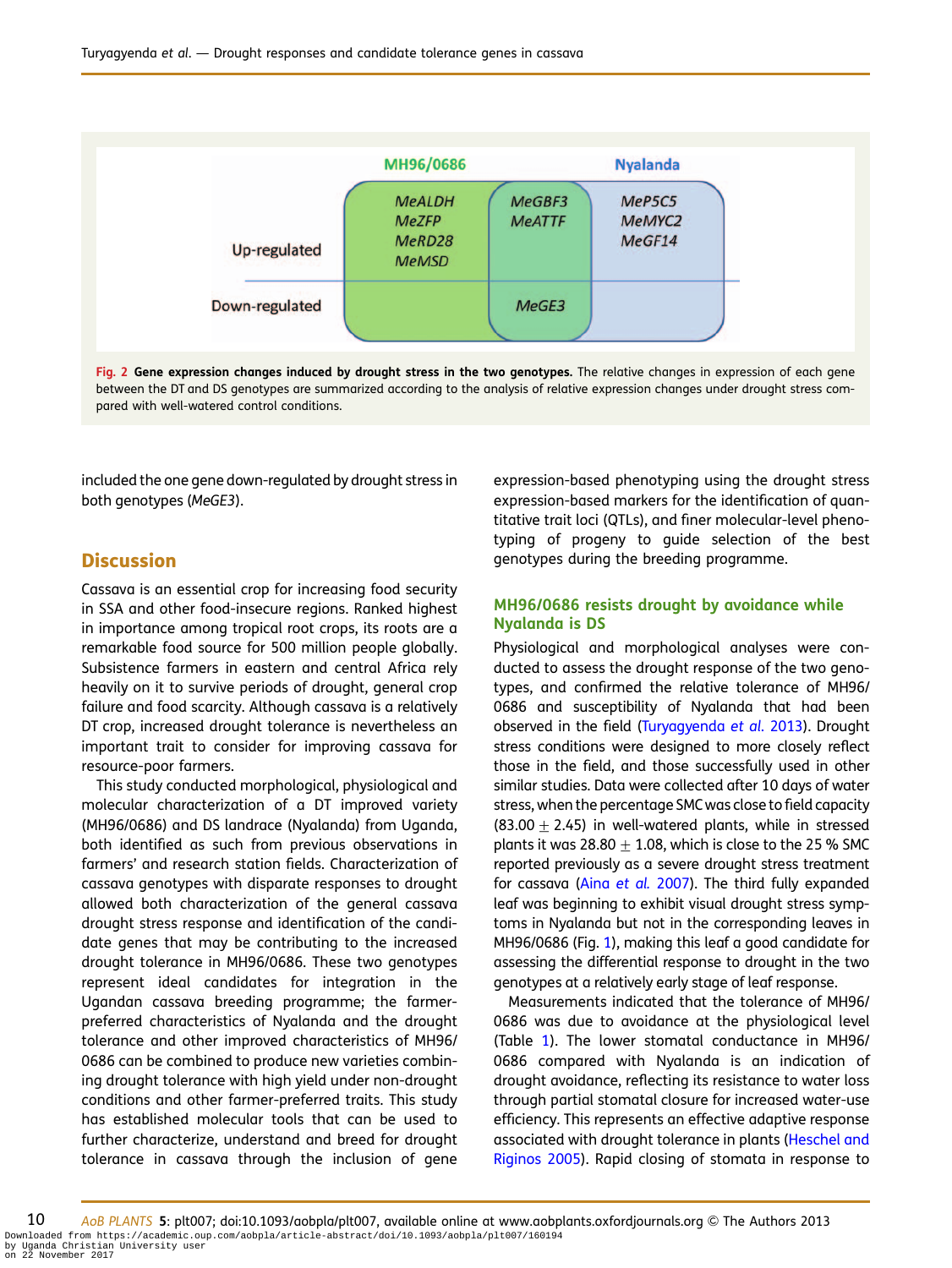| | MH96/0686 | | Nyalanda |
|---|---|---|---|
| Up-regulated | *MeALDH* *MeZFP* *MeRD28* *MeMSD* | *MeGBF3* *MeATTF* | *MeP5C5* *MeMYC2* *MeGF14* |
| Down-regulated | | *MeGE3* | |

**Fig. 2 Gene expression changes induced by drought stress in the two genotypes.** The relative changes in expression of each gene between the DT and DS genotypes are summarized according to the analysis of relative expression changes under drought stress compared with well-watered control conditions.

included the one gene down-regulated by drought stress in both genotypes (*MeGE3*).

## Discussion

Cassava is an essential crop for increasing food security in SSA and other food-insecure regions. Ranked highest in importance among tropical root crops, its roots are a remarkable food source for 500 million people globally. Subsistence farmers in eastern and central Africa rely heavily on it to survive periods of drought, general crop failure and food scarcity. Although cassava is a relatively DT crop, increased drought tolerance is nevertheless an important trait to consider for improving cassava for resource-poor farmers.

This study conducted morphological, physiological and molecular characterization of a DT improved variety (MH96/0686) and DS landrace (Nyalanda) from Uganda, both identified as such from previous observations in farmers' and research station fields. Characterization of cassava genotypes with disparate responses to drought allowed both characterization of the general cassava drought stress response and identification of the candidate genes that may be contributing to the increased drought tolerance in MH96/0686. These two genotypes represent ideal candidates for integration in the Ugandan cassava breeding programme; the farmer-preferred characteristics of Nyalanda and the drought tolerance and other improved characteristics of MH96/0686 can be combined to produce new varieties combining drought tolerance with high yield under non-drought conditions and other farmer-preferred traits. This study has established molecular tools that can be used to further characterize, understand and breed for drought tolerance in cassava through the inclusion of gene expression-based phenotyping using the drought stress expression-based markers for the identification of quantitative trait loci (QTLs), and finer molecular-level phenotyping of progeny to guide selection of the best genotypes during the breeding programme.

### MH96/0686 resists drought by avoidance while Nyalanda is DS

Physiological and morphological analyses were conducted to assess the drought response of the two genotypes, and confirmed the relative tolerance of MH96/0686 and susceptibility of Nyalanda that had been observed in the field (Turyagyenda *et al.* 2013). Drought stress conditions were designed to more closely reflect those in the field, and those successfully used in other similar studies. Data were collected after 10 days of water stress, when the percentage SMC was close to field capacity ($83.00 \pm 2.45$) in well-watered plants, while in stressed plants it was $28.80 \pm 1.08$, which is close to the 25 % SMC reported previously as a severe drought stress treatment for cassava (Aina *et al.* 2007). The third fully expanded leaf was beginning to exhibit visual drought stress symptoms in Nyalanda but not in the corresponding leaves in MH96/0686 (Fig. 1), making this leaf a good candidate for assessing the differential response to drought in the two genotypes at a relatively early stage of leaf response.

Measurements indicated that the tolerance of MH96/0686 was due to avoidance at the physiological level (Table 1). The lower stomatal conductance in MH96/0686 compared with Nyalanda is an indication of drought avoidance, reflecting its resistance to water loss through partial stomatal closure for increased water-use efficiency. This represents an effective adaptive response associated with drought tolerance in plants (Heschel and Riginos 2005). Rapid closing of stomata in response to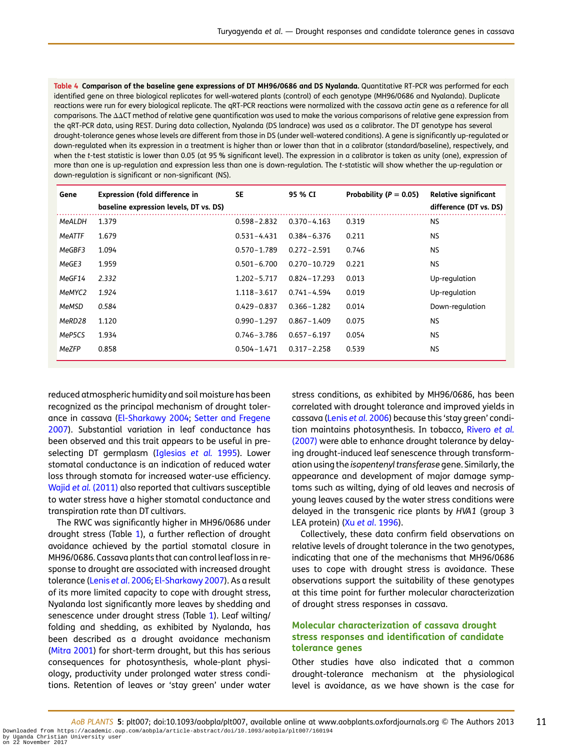**Table 4 Comparison of the baseline gene expressions of DT MH96/0686 and DS Nyalanda.** Quantitative RT-PCR was performed for each identified gene on three biological replicates for well-watered plants (control) of each genotype (MH96/0686 and Nyalanda). Duplicate reactions were run for every biological replicate. The qRT-PCR reactions were normalized with the cassava *actin* gene as a reference for all comparisons. The ΔΔCT method of relative gene quantification was used to make the various comparisons of relative gene expression from the qRT-PCR data, using REST. During data collection, Nyalanda (DS landrace) was used as a calibrator. The DT genotype has several drought-tolerance genes whose levels are different from those in DS (under well-watered conditions). A gene is significantly up-regulated or down-regulated when its expression in a treatment is higher than or lower than that in a calibrator (standard/baseline), respectively, and when the *t*-test statistic is lower than 0.05 (at 95 % significant level). The expression in a calibrator is taken as unity (one), expression of more than one is up-regulation and expression less than one is down-regulation. The *t*-statistic will show whether the up-regulation or down-regulation is significant or non-significant (NS).

| Gene | Expression (fold difference in baseline expression levels, DT vs. DS) | SE | 95 % CI | Probability (P = 0.05) | Relative significant difference (DT vs. DS) |
|---|---|---|---|---|---|
| *MeALDH* | 1.379 | 0.598–2.832 | 0.370–4.163 | 0.319 | NS |
| *MeATTF* | 1.679 | 0.531–4.431 | 0.384–6.376 | 0.211 | NS |
| *MeGBF3* | 1.094 | 0.570–1.789 | 0.272–2.591 | 0.746 | NS |
| *MeGE3* | 1.959 | 0.501–6.700 | 0.270–10.729 | 0.221 | NS |
| *MeGF14* | *2.332* | 1.202–5.717 | 0.824–17.293 | 0.013 | Up-regulation |
| *MeMYC2* | *1.924* | 1.118–3.617 | 0.741–4.594 | 0.019 | Up-regulation |
| *MeMSD* | *0.584* | 0.429–0.837 | 0.366–1.282 | 0.014 | Down-regulation |
| *MeRD28* | 1.120 | 0.990–1.297 | 0.867–1.409 | 0.075 | NS |
| *MeP5CS* | 1.934 | 0.746–3.786 | 0.657–6.197 | 0.054 | NS |
| *MeZFP* | 0.858 | 0.504–1.471 | 0.317–2.258 | 0.539 | NS |

reduced atmospheric humidity and soil moisture has been recognized as the principal mechanism of drought tolerance in cassava (El-Sharkawy 2004; Setter and Fregene 2007). Substantial variation in leaf conductance has been observed and this trait appears to be useful in preselecting DT germplasm (Iglesias *et al.* 1995). Lower stomatal conductance is an indication of reduced water loss through stomata for increased water-use efficiency. Wajid *et al.* (2011) also reported that cultivars susceptible to water stress have a higher stomatal conductance and transpiration rate than DT cultivars.

The RWC was significantly higher in MH96/0686 under drought stress (Table 1), a further reflection of drought avoidance achieved by the partial stomatal closure in MH96/0686. Cassava plants that can control leaf loss in response to drought are associated with increased drought tolerance (Lenis *et al.* 2006; El-Sharkawy 2007). As a result of its more limited capacity to cope with drought stress, Nyalanda lost significantly more leaves by shedding and senescence under drought stress (Table 1). Leaf wilting/folding and shedding, as exhibited by Nyalanda, has been described as a drought avoidance mechanism (Mitra 2001) for short-term drought, but this has serious consequences for photosynthesis, whole-plant physiology, productivity under prolonged water stress conditions. Retention of leaves or 'stay green' under water stress conditions, as exhibited by MH96/0686, has been correlated with drought tolerance and improved yields in cassava (Lenis *et al.* 2006) because this 'stay green' condition maintains photosynthesis. In tobacco, Rivero *et al.* (2007) were able to enhance drought tolerance by delaying drought-induced leaf senescence through transformation using the *isopentenyl transferase* gene. Similarly, the appearance and development of major damage symptoms such as wilting, dying of old leaves and necrosis of young leaves caused by the water stress conditions were delayed in the transgenic rice plants by *HVA1* (group 3 LEA protein) (Xu *et al.* 1996).

Collectively, these data confirm field observations on relative levels of drought tolerance in the two genotypes, indicating that one of the mechanisms that MH96/0686 uses to cope with drought stress is avoidance. These observations support the suitability of these genotypes at this time point for further molecular characterization of drought stress responses in cassava.

## Molecular characterization of cassava drought stress responses and identification of candidate tolerance genes

Other studies have also indicated that a common drought-tolerance mechanism at the physiological level is avoidance, as we have shown is the case for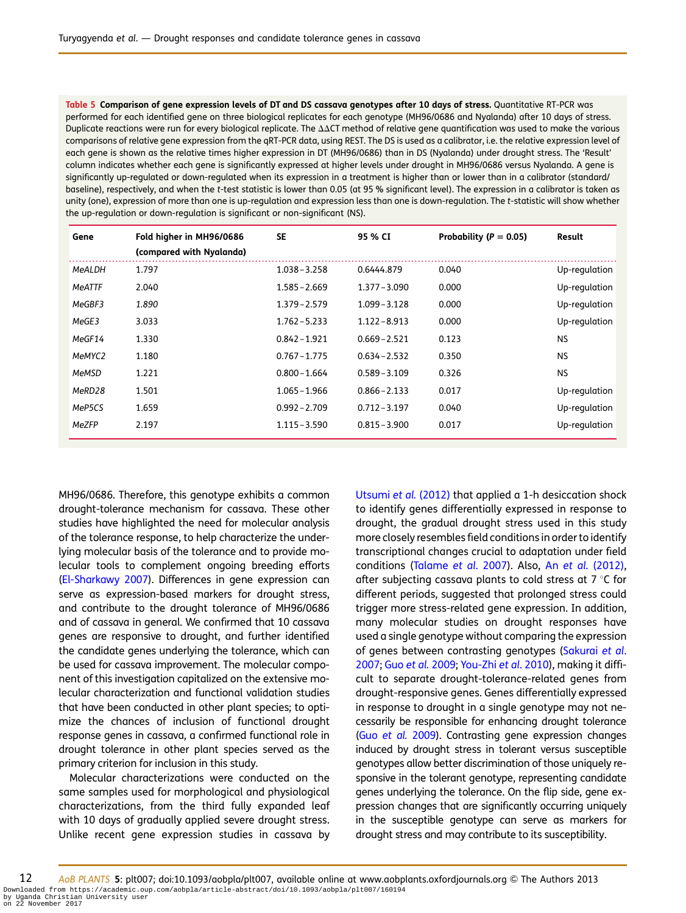**Table 5 Comparison of gene expression levels of DT and DS cassava genotypes after 10 days of stress.** Quantitative RT-PCR was performed for each identified gene on three biological replicates for each genotype (MH96/0686 and Nyalanda) after 10 days of stress. Duplicate reactions were run for every biological replicate. The ΔΔCT method of relative gene quantification was used to make the various comparisons of relative gene expression from the qRT-PCR data, using REST. The DS is used as a calibrator, i.e. the relative expression level of each gene is shown as the relative times higher expression in DT (MH96/0686) than in DS (Nyalanda) under drought stress. The 'Result' column indicates whether each gene is significantly expressed at higher levels under drought in MH96/0686 versus Nyalanda. A gene is significantly up-regulated or down-regulated when its expression in a treatment is higher than or lower than in a calibrator (standard/baseline), respectively, and when the *t*-test statistic is lower than 0.05 (at 95 % significant level). The expression in a calibrator is taken as unity (one), expression of more than one is up-regulation and expression less than one is down-regulation. The *t*-statistic will show whether the up-regulation or down-regulation is significant or non-significant (NS).

| Gene | Fold higher in MH96/0686 (compared with Nyalanda) | SE | 95 % CI | Probability (P = 0.05) | Result |
|---|---|---|---|---|---|
| *MeALDH* | 1.797 | 1.038–3.258 | 0.6444.879 | 0.040 | Up-regulation |
| *MeATTF* | 2.040 | 1.585–2.669 | 1.377–3.090 | 0.000 | Up-regulation |
| *MeGBF3* | *1.890* | 1.379–2.579 | 1.099–3.128 | 0.000 | Up-regulation |
| *MeGE3* | 3.033 | 1.762–5.233 | 1.122–8.913 | 0.000 | Up-regulation |
| *MeGF14* | 1.330 | 0.842–1.921 | 0.669–2.521 | 0.123 | NS |
| *MeMYC2* | 1.180 | 0.767–1.775 | 0.634–2.532 | 0.350 | NS |
| *MeMSD* | 1.221 | 0.800–1.664 | 0.589–3.109 | 0.326 | NS |
| *MeRD28* | 1.501 | 1.065–1.966 | 0.866–2.133 | 0.017 | Up-regulation |
| *MeP5CS* | 1.659 | 0.992–2.709 | 0.712–3.197 | 0.040 | Up-regulation |
| *MeZFP* | 2.197 | 1.115–3.590 | 0.815–3.900 | 0.017 | Up-regulation |

MH96/0686. Therefore, this genotype exhibits a common drought-tolerance mechanism for cassava. These other studies have highlighted the need for molecular analysis of the tolerance response, to help characterize the underlying molecular basis of the tolerance and to provide molecular tools to complement ongoing breeding efforts (El-Sharkawy 2007). Differences in gene expression can serve as expression-based markers for drought stress, and contribute to the drought tolerance of MH96/0686 and of cassava in general. We confirmed that 10 cassava genes are responsive to drought, and further identified the candidate genes underlying the tolerance, which can be used for cassava improvement. The molecular component of this investigation capitalized on the extensive molecular characterization and functional validation studies that have been conducted in other plant species; to optimize the chances of inclusion of functional drought response genes in cassava, a confirmed functional role in drought tolerance in other plant species served as the primary criterion for inclusion in this study.

Molecular characterizations were conducted on the same samples used for morphological and physiological characterizations, from the third fully expanded leaf with 10 days of gradually applied severe drought stress. Unlike recent gene expression studies in cassava by Utsumi *et al.* (2012) that applied a 1-h desiccation shock to identify genes differentially expressed in response to drought, the gradual drought stress used in this study more closely resembles field conditions in order to identify transcriptional changes crucial to adaptation under field conditions (Talame *et al.* 2007). Also, An *et al.* (2012), after subjecting cassava plants to cold stress at 7 °C for different periods, suggested that prolonged stress could trigger more stress-related gene expression. In addition, many molecular studies on drought responses have used a single genotype without comparing the expression of genes between contrasting genotypes (Sakurai *et al.* 2007; Guo *et al.* 2009; You-Zhi *et al.* 2010), making it difficult to separate drought-tolerance-related genes from drought-responsive genes. Genes differentially expressed in response to drought in a single genotype may not necessarily be responsible for enhancing drought tolerance (Guo *et al.* 2009). Contrasting gene expression changes induced by drought stress in tolerant versus susceptible genotypes allow better discrimination of those uniquely responsive in the tolerant genotype, representing candidate genes underlying the tolerance. On the flip side, gene expression changes that are significantly occurring uniquely in the susceptible genotype can serve as markers for drought stress and may contribute to its susceptibility.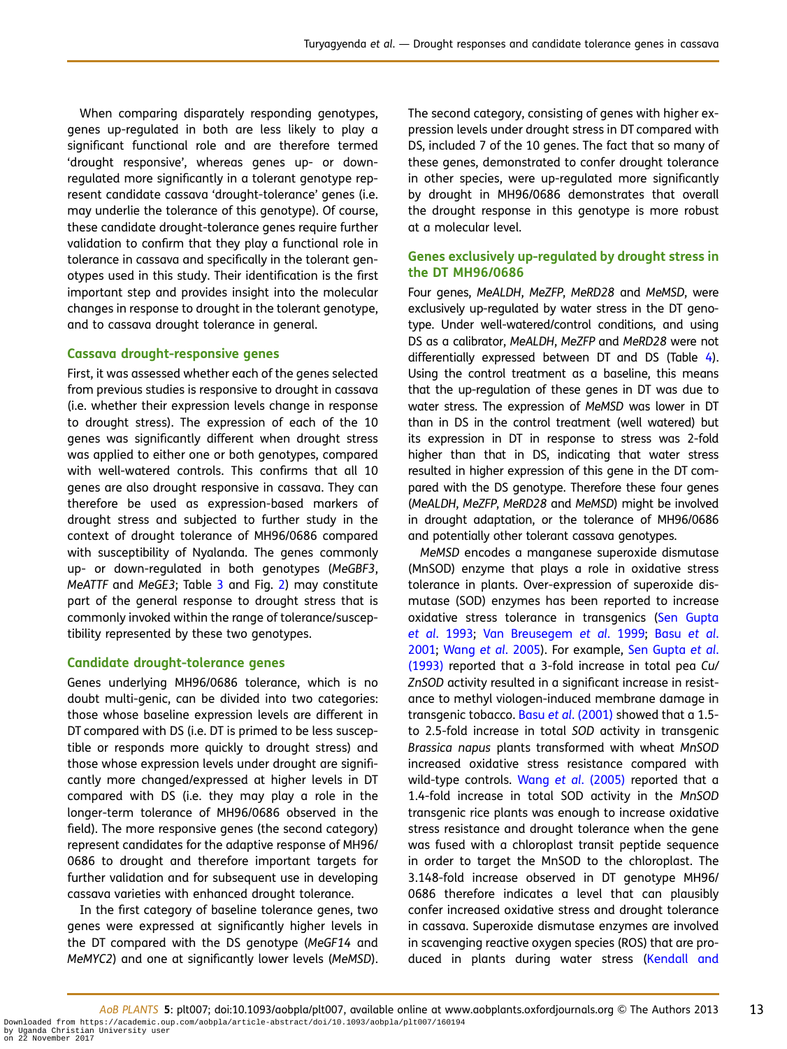When comparing disparately responding genotypes, genes up-regulated in both are less likely to play a significant functional role and are therefore termed 'drought responsive', whereas genes up- or down-regulated more significantly in a tolerant genotype represent candidate cassava 'drought-tolerance' genes (i.e. may underlie the tolerance of this genotype). Of course, these candidate drought-tolerance genes require further validation to confirm that they play a functional role in tolerance in cassava and specifically in the tolerant genotypes used in this study. Their identification is the first important step and provides insight into the molecular changes in response to drought in the tolerant genotype, and to cassava drought tolerance in general.

### Cassava drought-responsive genes

First, it was assessed whether each of the genes selected from previous studies is responsive to drought in cassava (i.e. whether their expression levels change in response to drought stress). The expression of each of the 10 genes was significantly different when drought stress was applied to either one or both genotypes, compared with well-watered controls. This confirms that all 10 genes are also drought responsive in cassava. They can therefore be used as expression-based markers of drought stress and subjected to further study in the context of drought tolerance of MH96/0686 compared with susceptibility of Nyalanda. The genes commonly up- or down-regulated in both genotypes (*MeGBF3*, *MeATTF* and *MeGE3*; Table 3 and Fig. 2) may constitute part of the general response to drought stress that is commonly invoked within the range of tolerance/susceptibility represented by these two genotypes.

### Candidate drought-tolerance genes

Genes underlying MH96/0686 tolerance, which is no doubt multi-genic, can be divided into two categories: those whose baseline expression levels are different in DT compared with DS (i.e. DT is primed to be less susceptible or responds more quickly to drought stress) and those whose expression levels under drought are significantly more changed/expressed at higher levels in DT compared with DS (i.e. they may play a role in the longer-term tolerance of MH96/0686 observed in the field). The more responsive genes (the second category) represent candidates for the adaptive response of MH96/0686 to drought and therefore important targets for further validation and for subsequent use in developing cassava varieties with enhanced drought tolerance.

In the first category of baseline tolerance genes, two genes were expressed at significantly higher levels in the DT compared with the DS genotype (*MeGF14* and *MeMYC2*) and one at significantly lower levels (*MeMSD*). The second category, consisting of genes with higher expression levels under drought stress in DT compared with DS, included 7 of the 10 genes. The fact that so many of these genes, demonstrated to confer drought tolerance in other species, were up-regulated more significantly by drought in MH96/0686 demonstrates that overall the drought response in this genotype is more robust at a molecular level.

### Genes exclusively up-regulated by drought stress in the DT MH96/0686

Four genes, *MeALDH*, *MeZFP*, *MeRD28* and *MeMSD*, were exclusively up-regulated by water stress in the DT genotype. Under well-watered/control conditions, and using DS as a calibrator, *MeALDH*, *MeZFP* and *MeRD28* were not differentially expressed between DT and DS (Table 4). Using the control treatment as a baseline, this means that the up-regulation of these genes in DT was due to water stress. The expression of *MeMSD* was lower in DT than in DS in the control treatment (well watered) but its expression in DT in response to stress was 2-fold higher than that in DS, indicating that water stress resulted in higher expression of this gene in the DT compared with the DS genotype. Therefore these four genes (*MeALDH*, *MeZFP*, *MeRD28* and *MeMSD*) might be involved in drought adaptation, or the tolerance of MH96/0686 and potentially other tolerant cassava genotypes.

*MeMSD* encodes a manganese superoxide dismutase (MnSOD) enzyme that plays a role in oxidative stress tolerance in plants. Over-expression of superoxide dismutase (SOD) enzymes has been reported to increase oxidative stress tolerance in transgenics (Sen Gupta *et al.* 1993; Van Breusegem *et al.* 1999; Basu *et al.* 2001; Wang *et al.* 2005). For example, Sen Gupta *et al.* (1993) reported that a 3-fold increase in total pea *Cu/ZnSOD* activity resulted in a significant increase in resistance to methyl viologen-induced membrane damage in transgenic tobacco. Basu *et al.* (2001) showed that a 1.5- to 2.5-fold increase in total *SOD* activity in transgenic *Brassica napus* plants transformed with wheat *MnSOD* increased oxidative stress resistance compared with wild-type controls. Wang *et al.* (2005) reported that a 1.4-fold increase in total SOD activity in the *MnSOD* transgenic rice plants was enough to increase oxidative stress resistance and drought tolerance when the gene was fused with a chloroplast transit peptide sequence in order to target the MnSOD to the chloroplast. The 3.148-fold increase observed in DT genotype MH96/0686 therefore indicates a level that can plausibly confer increased oxidative stress and drought tolerance in cassava. Superoxide dismutase enzymes are involved in scavenging reactive oxygen species (ROS) that are produced in plants during water stress (Kendall and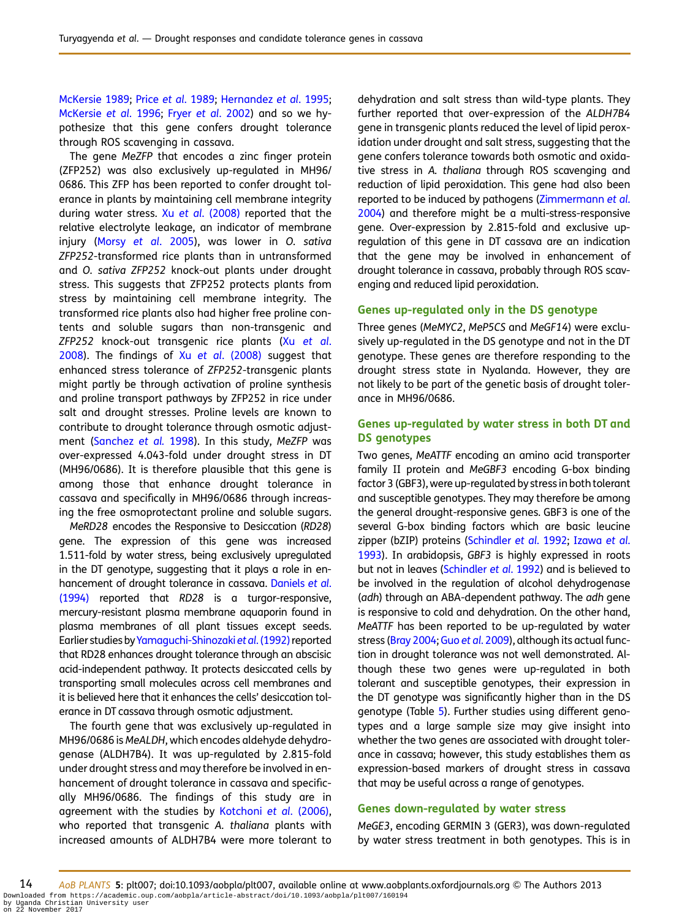McKersie 1989; Price *et al.* 1989; Hernandez *et al.* 1995; McKersie *et al.* 1996; Fryer *et al.* 2002) and so we hypothesize that this gene confers drought tolerance through ROS scavenging in cassava.

The gene *MeZFP* that encodes a zinc finger protein (ZFP252) was also exclusively up-regulated in MH96/0686. This ZFP has been reported to confer drought tolerance in plants by maintaining cell membrane integrity during water stress. Xu *et al.* (2008) reported that the relative electrolyte leakage, an indicator of membrane injury (Morsy *et al.* 2005), was lower in *O. sativa ZFP252*-transformed rice plants than in untransformed and *O. sativa ZFP252* knock-out plants under drought stress. This suggests that ZFP252 protects plants from stress by maintaining cell membrane integrity. The transformed rice plants also had higher free proline contents and soluble sugars than non-transgenic and *ZFP252* knock-out transgenic rice plants (Xu *et al.* 2008). The findings of Xu *et al.* (2008) suggest that enhanced stress tolerance of *ZFP252*-transgenic plants might partly be through activation of proline synthesis and proline transport pathways by ZFP252 in rice under salt and drought stresses. Proline levels are known to contribute to drought tolerance through osmotic adjustment (Sanchez *et al.* 1998). In this study, *MeZFP* was over-expressed 4.043-fold under drought stress in DT (MH96/0686). It is therefore plausible that this gene is among those that enhance drought tolerance in cassava and specifically in MH96/0686 through increasing the free osmoprotectant proline and soluble sugars.

*MeRD28* encodes the Responsive to Desiccation (*RD28*) gene. The expression of this gene was increased 1.511-fold by water stress, being exclusively upregulated in the DT genotype, suggesting that it plays a role in enhancement of drought tolerance in cassava. Daniels *et al.* (1994) reported that *RD28* is a turgor-responsive, mercury-resistant plasma membrane aquaporin found in plasma membranes of all plant tissues except seeds. Earlier studies by Yamaguchi-Shinozaki *et al.* (1992) reported that RD28 enhances drought tolerance through an abscisic acid-independent pathway. It protects desiccated cells by transporting small molecules across cell membranes and it is believed here that it enhances the cells' desiccation tolerance in DT cassava through osmotic adjustment.

The fourth gene that was exclusively up-regulated in MH96/0686 is *MeALDH*, which encodes aldehyde dehydrogenase (ALDH7B4). It was up-regulated by 2.815-fold under drought stress and may therefore be involved in enhancement of drought tolerance in cassava and specifically MH96/0686. The findings of this study are in agreement with the studies by Kotchoni *et al.* (2006), who reported that transgenic *A. thaliana* plants with increased amounts of ALDH7B4 were more tolerant to dehydration and salt stress than wild-type plants. They further reported that over-expression of the *ALDH7B4* gene in transgenic plants reduced the level of lipid peroxidation under drought and salt stress, suggesting that the gene confers tolerance towards both osmotic and oxidative stress in *A. thaliana* through ROS scavenging and reduction of lipid peroxidation. This gene had also been reported to be induced by pathogens (Zimmermann *et al.* 2004) and therefore might be a multi-stress-responsive gene. Over-expression by 2.815-fold and exclusive up-regulation of this gene in DT cassava are an indication that the gene may be involved in enhancement of drought tolerance in cassava, probably through ROS scavenging and reduced lipid peroxidation.

### Genes up-regulated only in the DS genotype

Three genes (*MeMYC2*, *MeP5CS* and *MeGF14*) were exclusively up-regulated in the DS genotype and not in the DT genotype. These genes are therefore responding to the drought stress state in Nyalanda. However, they are not likely to be part of the genetic basis of drought tolerance in MH96/0686.

### Genes up-regulated by water stress in both DT and DS genotypes

Two genes, *MeATTF* encoding an amino acid transporter family II protein and *MeGBF3* encoding G-box binding factor 3 (GBF3), were up-regulated by stress in both tolerant and susceptible genotypes. They may therefore be among the general drought-responsive genes. GBF3 is one of the several G-box binding factors which are basic leucine zipper (bZIP) proteins (Schindler *et al.* 1992; Izawa *et al.* 1993). In arabidopsis, *GBF3* is highly expressed in roots but not in leaves (Schindler *et al.* 1992) and is believed to be involved in the regulation of alcohol dehydrogenase (*adh*) through an ABA-dependent pathway. The *adh* gene is responsive to cold and dehydration. On the other hand, *MeATTF* has been reported to be up-regulated by water stress (Bray 2004; Guo *et al.* 2009), although its actual function in drought tolerance was not well demonstrated. Although these two genes were up-regulated in both tolerant and susceptible genotypes, their expression in the DT genotype was significantly higher than in the DS genotype (Table 5). Further studies using different genotypes and a large sample size may give insight into whether the two genes are associated with drought tolerance in cassava; however, this study establishes them as expression-based markers of drought stress in cassava that may be useful across a range of genotypes.

### Genes down-regulated by water stress

*MeGE3*, encoding GERMIN 3 (GER3), was down-regulated by water stress treatment in both genotypes. This is in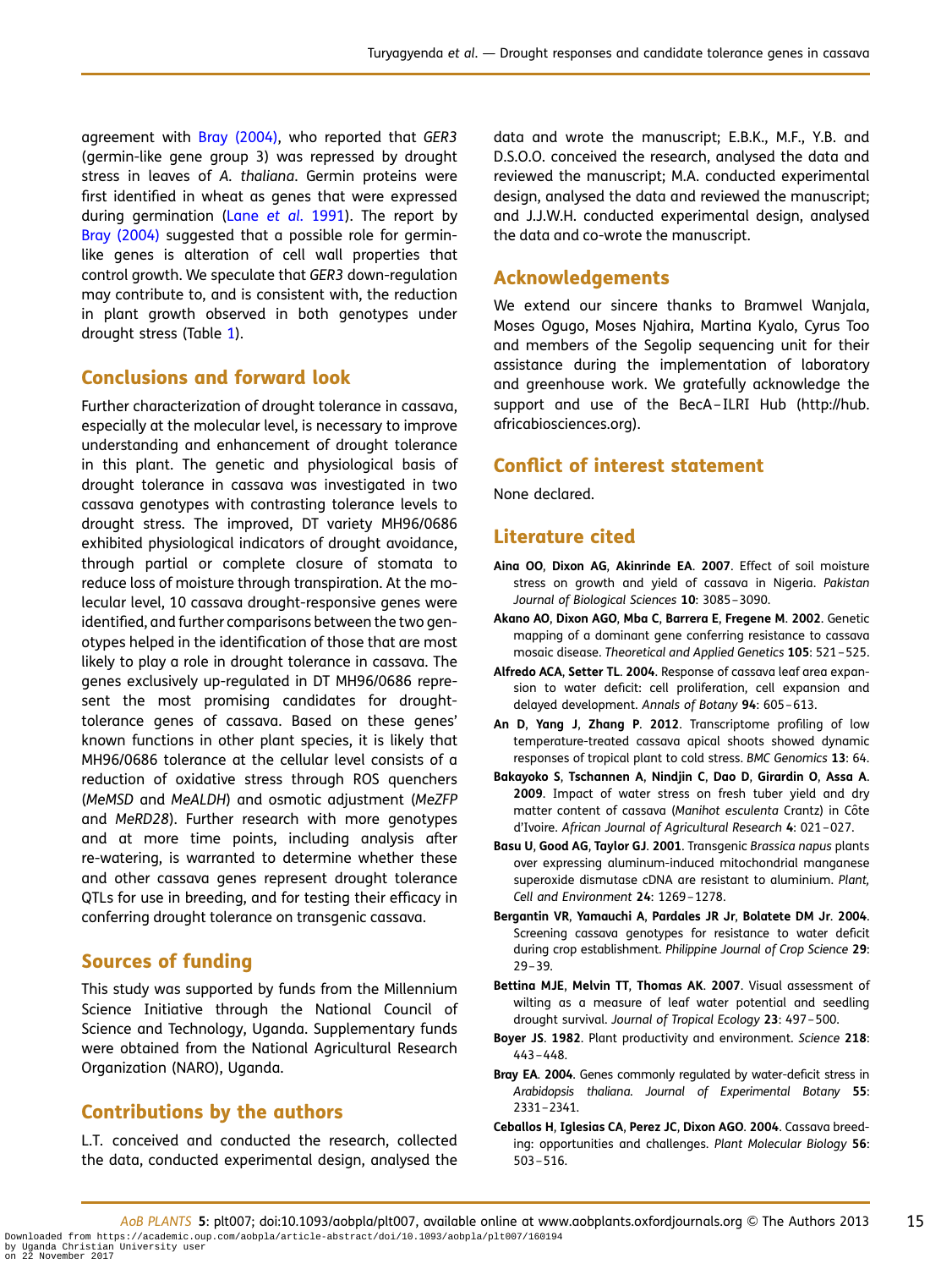agreement with Bray (2004), who reported that *GER3* (germin-like gene group 3) was repressed by drought stress in leaves of *A. thaliana*. Germin proteins were first identified in wheat as genes that were expressed during germination (Lane *et al.* 1991). The report by Bray (2004) suggested that a possible role for germin-like genes is alteration of cell wall properties that control growth. We speculate that *GER3* down-regulation may contribute to, and is consistent with, the reduction in plant growth observed in both genotypes under drought stress (Table 1).

## Conclusions and forward look

Further characterization of drought tolerance in cassava, especially at the molecular level, is necessary to improve understanding and enhancement of drought tolerance in this plant. The genetic and physiological basis of drought tolerance in cassava was investigated in two cassava genotypes with contrasting tolerance levels to drought stress. The improved, DT variety MH96/0686 exhibited physiological indicators of drought avoidance, through partial or complete closure of stomata to reduce loss of moisture through transpiration. At the molecular level, 10 cassava drought-responsive genes were identified, and further comparisons between the two genotypes helped in the identification of those that are most likely to play a role in drought tolerance in cassava. The genes exclusively up-regulated in DT MH96/0686 represent the most promising candidates for drought-tolerance genes of cassava. Based on these genes' known functions in other plant species, it is likely that MH96/0686 tolerance at the cellular level consists of a reduction of oxidative stress through ROS quenchers (*MeMSD* and *MeALDH*) and osmotic adjustment (*MeZFP* and *MeRD28*). Further research with more genotypes and at more time points, including analysis after re-watering, is warranted to determine whether these and other cassava genes represent drought tolerance QTLs for use in breeding, and for testing their efficacy in conferring drought tolerance on transgenic cassava.

## Sources of funding

This study was supported by funds from the Millennium Science Initiative through the National Council of Science and Technology, Uganda. Supplementary funds were obtained from the National Agricultural Research Organization (NARO), Uganda.

## Contributions by the authors

L.T. conceived and conducted the research, collected the data, conducted experimental design, analysed the data and wrote the manuscript; E.B.K., M.F., Y.B. and D.S.O.O. conceived the research, analysed the data and reviewed the manuscript; M.A. conducted experimental design, analysed the data and reviewed the manuscript; and J.J.W.H. conducted experimental design, analysed the data and co-wrote the manuscript.

## Acknowledgements

We extend our sincere thanks to Bramwel Wanjala, Moses Ogugo, Moses Njahira, Martina Kyalo, Cyrus Too and members of the Segolip sequencing unit for their assistance during the implementation of laboratory and greenhouse work. We gratefully acknowledge the support and use of the BecA–ILRI Hub (http://hub.africabiosciences.org).

## Conflict of interest statement

None declared.

## Literature cited

**Aina OO, Dixon AG, Akinrinde EA. 2007**. Effect of soil moisture stress on growth and yield of cassava in Nigeria. *Pakistan Journal of Biological Sciences* **10**: 3085–3090.

**Akano AO, Dixon AGO, Mba C, Barrera E, Fregene M. 2002**. Genetic mapping of a dominant gene conferring resistance to cassava mosaic disease. *Theoretical and Applied Genetics* **105**: 521–525.

**Alfredo ACA, Setter TL. 2004**. Response of cassava leaf area expansion to water deficit: cell proliferation, cell expansion and delayed development. *Annals of Botany* **94**: 605–613.

**An D, Yang J, Zhang P. 2012**. Transcriptome profiling of low temperature-treated cassava apical shoots showed dynamic responses of tropical plant to cold stress. *BMC Genomics* **13**: 64.

**Bakayoko S, Tschannen A, Nindjin C, Dao D, Girardin O, Assa A. 2009**. Impact of water stress on fresh tuber yield and dry matter content of cassava (*Manihot esculenta* Crantz) in Côte d'Ivoire. *African Journal of Agricultural Research* **4**: 021–027.

**Basu U, Good AG, Taylor GJ. 2001**. Transgenic *Brassica napus* plants over expressing aluminum-induced mitochondrial manganese superoxide dismutase cDNA are resistant to aluminium. *Plant, Cell and Environment* **24**: 1269–1278.

**Bergantin VR, Yamauchi A, Pardales JR Jr, Bolatete DM Jr. 2004**. Screening cassava genotypes for resistance to water deficit during crop establishment. *Philippine Journal of Crop Science* **29**: 29–39.

**Bettina MJE, Melvin TT, Thomas AK. 2007**. Visual assessment of wilting as a measure of leaf water potential and seedling drought survival. *Journal of Tropical Ecology* **23**: 497–500.

**Boyer JS. 1982**. Plant productivity and environment. *Science* **218**: 443–448.

**Bray EA. 2004**. Genes commonly regulated by water-deficit stress in *Arabidopsis thaliana*. *Journal of Experimental Botany* **55**: 2331–2341.

**Ceballos H, Iglesias CA, Perez JC, Dixon AGO. 2004**. Cassava breeding: opportunities and challenges. *Plant Molecular Biology* **56**: 503–516.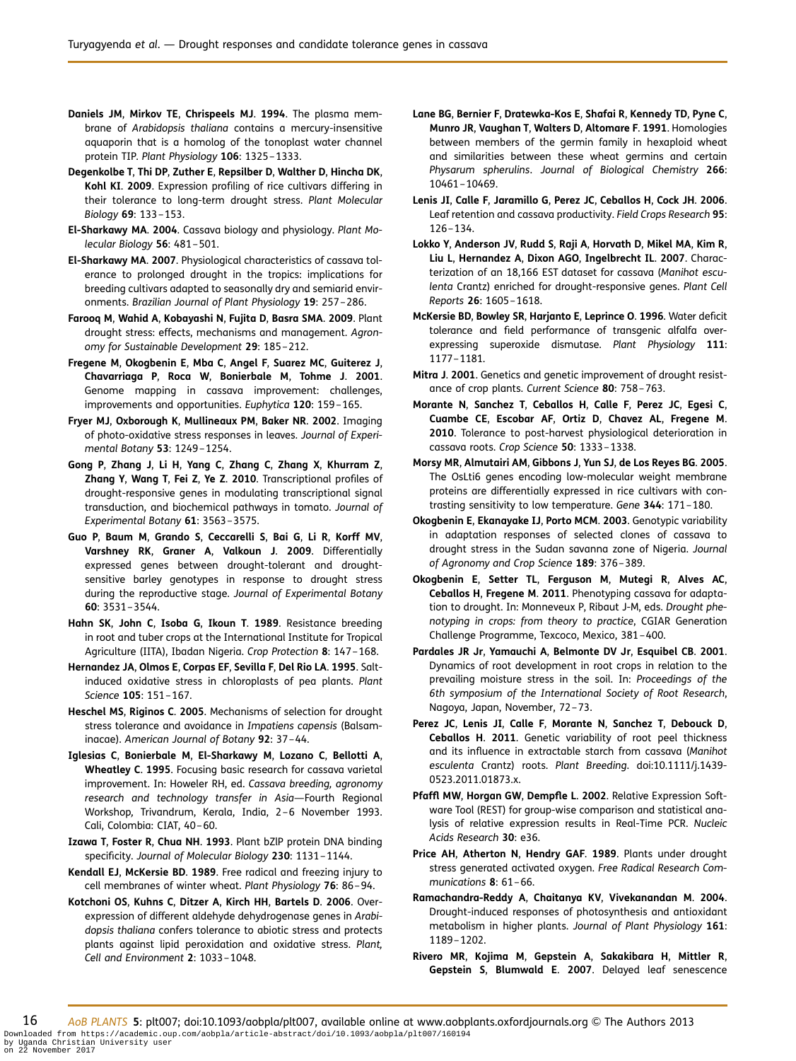**Daniels JM**, **Mirkov TE**, **Chrispeels MJ**. **1994**. The plasma membrane of *Arabidopsis thaliana* contains a mercury-insensitive aquaporin that is a homolog of the tonoplast water channel protein TIP. *Plant Physiology* **106**: 1325–1333.

**Degenkolbe T**, **Thi DP**, **Zuther E**, **Repsilber D**, **Walther D**, **Hincha DK**, **Kohl KI**. **2009**. Expression profiling of rice cultivars differing in their tolerance to long-term drought stress. *Plant Molecular Biology* **69**: 133–153.

**El-Sharkawy MA**. **2004**. Cassava biology and physiology. *Plant Molecular Biology* **56**: 481–501.

**El-Sharkawy MA**. **2007**. Physiological characteristics of cassava tolerance to prolonged drought in the tropics: implications for breeding cultivars adapted to seasonally dry and semiarid environments. *Brazilian Journal of Plant Physiology* **19**: 257–286.

**Farooq M**, **Wahid A**, **Kobayashi N**, **Fujita D**, **Basra SMA**. **2009**. Plant drought stress: effects, mechanisms and management. *Agronomy for Sustainable Development* **29**: 185–212.

**Fregene M**, **Okogbenin E**, **Mba C**, **Angel F**, **Suarez MC**, **Guiterez J**, **Chavarriaga P**, **Roca W**, **Bonierbale M**, **Tohme J**. **2001**. Genome mapping in cassava improvement: challenges, improvements and opportunities. *Euphytica* **120**: 159–165.

**Fryer MJ**, **Oxborough K**, **Mullineaux PM**, **Baker NR**. **2002**. Imaging of photo-oxidative stress responses in leaves. *Journal of Experimental Botany* **53**: 1249–1254.

**Gong P**, **Zhang J**, **Li H**, **Yang C**, **Zhang C**, **Zhang X**, **Khurram Z**, **Zhang Y**, **Wang T**, **Fei Z**, **Ye Z**. **2010**. Transcriptional profiles of drought-responsive genes in modulating transcriptional signal transduction, and biochemical pathways in tomato. *Journal of Experimental Botany* **61**: 3563–3575.

**Guo P**, **Baum M**, **Grando S**, **Ceccarelli S**, **Bai G**, **Li R**, **Korff MV**, **Varshney RK**, **Graner A**, **Valkoun J**. **2009**. Differentially expressed genes between drought-tolerant and drought-sensitive barley genotypes in response to drought stress during the reproductive stage. *Journal of Experimental Botany* **60**: 3531–3544.

**Hahn SK**, **John C**, **Isoba G**, **Ikoun T**. **1989**. Resistance breeding in root and tuber crops at the International Institute for Tropical Agriculture (IITA), Ibadan Nigeria. *Crop Protection* **8**: 147–168.

**Hernandez JA**, **Olmos E**, **Corpas EF**, **Sevilla F**, **Del Rio LA**. **1995**. Salt-induced oxidative stress in chloroplasts of pea plants. *Plant Science* **105**: 151–167.

**Heschel MS**, **Riginos C**. **2005**. Mechanisms of selection for drought stress tolerance and avoidance in *Impatiens capensis* (Balsaminacae). *American Journal of Botany* **92**: 37–44.

**Iglesias C**, **Bonierbale M**, **El-Sharkawy M**, **Lozano C**, **Bellotti A**, **Wheatley C**. **1995**. Focusing basic research for cassava varietal improvement. In: Howeler RH, ed. *Cassava breeding, agronomy research and technology transfer in Asia*—Fourth Regional Workshop, Trivandrum, Kerala, India, 2–6 November 1993. Cali, Colombia: CIAT, 40–60.

**Izawa T**, **Foster R**, **Chua NH**. **1993**. Plant bZIP protein DNA binding specificity. *Journal of Molecular Biology* **230**: 1131–1144.

**Kendall EJ**, **McKersie BD**. **1989**. Free radical and freezing injury to cell membranes of winter wheat. *Plant Physiology* **76**: 86–94.

**Kotchoni OS**, **Kuhns C**, **Ditzer A**, **Kirch HH**, **Bartels D**. **2006**. Overexpression of different aldehyde dehydrogenase genes in *Arabidopsis thaliana* confers tolerance to abiotic stress and protects plants against lipid peroxidation and oxidative stress. *Plant, Cell and Environment* **2**: 1033–1048.

**Lane BG**, **Bernier F**, **Dratewka-Kos E**, **Shafai R**, **Kennedy TD**, **Pyne C**, **Munro JR**, **Vaughan T**, **Walters D**, **Altomare F**. **1991**. Homologies between members of the germin family in hexaploid wheat and similarities between these wheat germins and certain *Physarum spherulins*. *Journal of Biological Chemistry* **266**: 10461–10469.

**Lenis JI**, **Calle F**, **Jaramillo G**, **Perez JC**, **Ceballos H**, **Cock JH**. **2006**. Leaf retention and cassava productivity. *Field Crops Research* **95**: 126–134.

**Lokko Y**, **Anderson JV**, **Rudd S**, **Raji A**, **Horvath D**, **Mikel MA**, **Kim R**, **Liu L**, **Hernandez A**, **Dixon AGO**, **Ingelbrecht IL**. **2007**. Characterization of an 18,166 EST dataset for cassava (*Manihot esculenta* Crantz) enriched for drought-responsive genes. *Plant Cell Reports* **26**: 1605–1618.

**McKersie BD**, **Bowley SR**, **Harjanto E**, **Leprince O**. **1996**. Water deficit tolerance and field performance of transgenic alfalfa overexpressing superoxide dismutase. *Plant Physiology* **111**: 1177–1181.

**Mitra J**. **2001**. Genetics and genetic improvement of drought resistance of crop plants. *Current Science* **80**: 758–763.

**Morante N**, **Sanchez T**, **Ceballos H**, **Calle F**, **Perez JC**, **Egesi C**, **Cuambe CE**, **Escobar AF**, **Ortiz D**, **Chavez AL**, **Fregene M**. **2010**. Tolerance to post-harvest physiological deterioration in cassava roots. *Crop Science* **50**: 1333–1338.

**Morsy MR**, **Almutairi AM**, **Gibbons J**, **Yun SJ**, **de Los Reyes BG**. **2005**. The OsLti6 genes encoding low-molecular weight membrane proteins are differentially expressed in rice cultivars with contrasting sensitivity to low temperature. *Gene* **344**: 171–180.

**Okogbenin E**, **Ekanayake IJ**, **Porto MCM**. **2003**. Genotypic variability in adaptation responses of selected clones of cassava to drought stress in the Sudan savanna zone of Nigeria. *Journal of Agronomy and Crop Science* **189**: 376–389.

**Okogbenin E**, **Setter TL**, **Ferguson M**, **Mutegi R**, **Alves AC**, **Ceballos H**, **Fregene M**. **2011**. Phenotyping cassava for adaptation to drought. In: Monneveux P, Ribaut J-M, eds. *Drought phenotyping in crops: from theory to practice*, CGIAR Generation Challenge Programme, Texcoco, Mexico, 381–400.

**Pardales JR Jr**, **Yamauchi A**, **Belmonte DV Jr**, **Esquibel CB**. **2001**. Dynamics of root development in root crops in relation to the prevailing moisture stress in the soil. In: *Proceedings of the 6th symposium of the International Society of Root Research*, Nagoya, Japan, November, 72–73.

**Perez JC**, **Lenis JI**, **Calle F**, **Morante N**, **Sanchez T**, **Debouck D**, **Ceballos H**. **2011**. Genetic variability of root peel thickness and its influence in extractable starch from cassava (*Manihot esculenta* Crantz) roots. *Plant Breeding*. doi:10.1111/j.1439-0523.2011.01873.x.

**Pfaffl MW**, **Horgan GW**, **Dempfle L**. **2002**. Relative Expression Software Tool (REST) for group-wise comparison and statistical analysis of relative expression results in Real-Time PCR. *Nucleic Acids Research* **30**: e36.

**Price AH**, **Atherton N**, **Hendry GAF**. **1989**. Plants under drought stress generated activated oxygen. *Free Radical Research Communications* **8**: 61–66.

**Ramachandra-Reddy A**, **Chaitanya KV**, **Vivekanandan M**. **2004**. Drought-induced responses of photosynthesis and antioxidant metabolism in higher plants. *Journal of Plant Physiology* **161**: 1189–1202.

**Rivero MR**, **Kojima M**, **Gepstein A**, **Sakakibara H**, **Mittler R**, **Gepstein S**, **Blumwald E**. **2007**. Delayed leaf senescence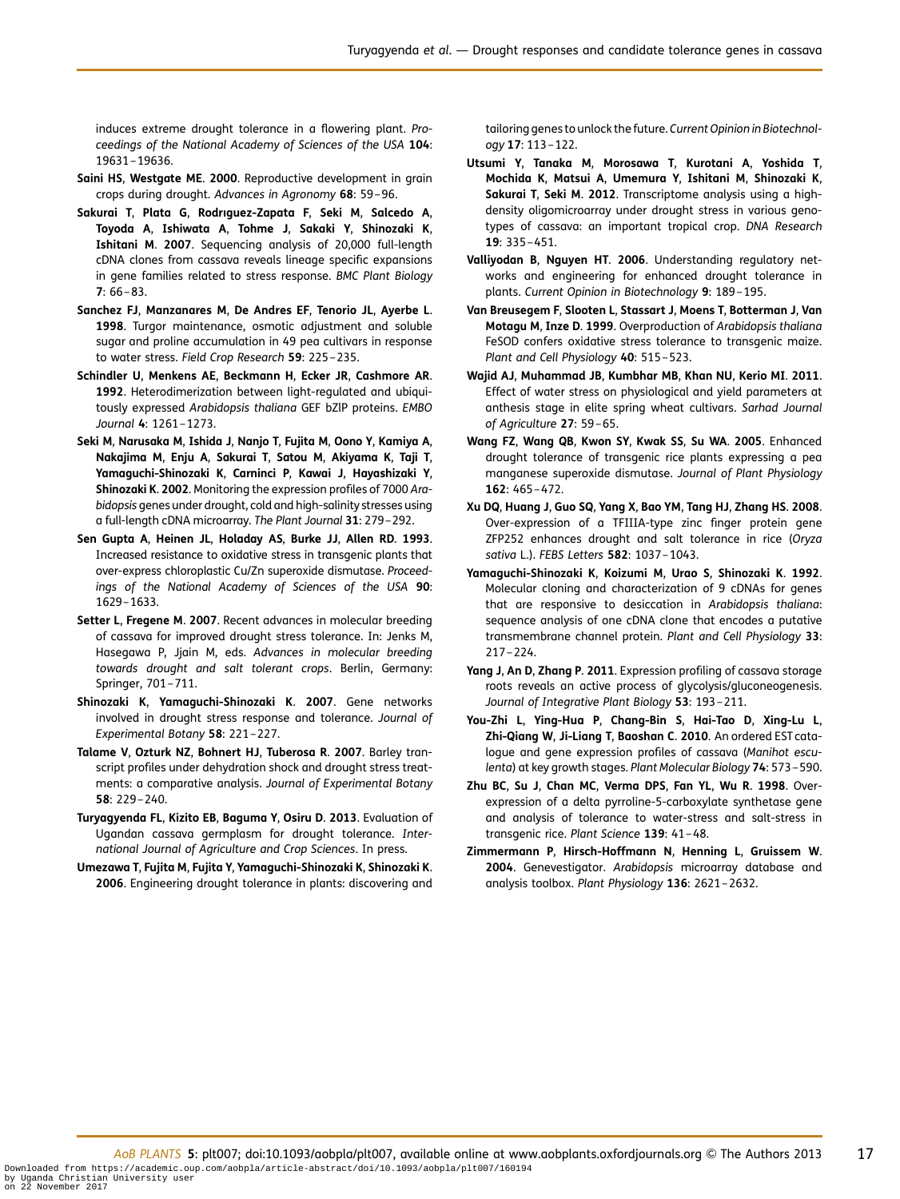induces extreme drought tolerance in a flowering plant. *Proceedings of the National Academy of Sciences of the USA* **104**: 19631–19636.

**Saini HS, Westgate ME. 2000**. Reproductive development in grain crops during drought. *Advances in Agronomy* **68**: 59–96.

**Sakurai T, Plata G, Rodrıguez-Zapata F, Seki M, Salcedo A, Toyoda A, Ishiwata A, Tohme J, Sakaki Y, Shinozaki K, Ishitani M. 2007**. Sequencing analysis of 20,000 full-length cDNA clones from cassava reveals lineage specific expansions in gene families related to stress response. *BMC Plant Biology* **7**: 66–83.

**Sanchez FJ, Manzanares M, De Andres EF, Tenorio JL, Ayerbe L. 1998**. Turgor maintenance, osmotic adjustment and soluble sugar and proline accumulation in 49 pea cultivars in response to water stress. *Field Crop Research* **59**: 225–235.

**Schindler U, Menkens AE, Beckmann H, Ecker JR, Cashmore AR. 1992**. Heterodimerization between light-regulated and ubiquitously expressed *Arabidopsis thaliana* GEF bZIP proteins. *EMBO Journal* **4**: 1261–1273.

**Seki M, Narusaka M, Ishida J, Nanjo T, Fujita M, Oono Y, Kamiya A, Nakajima M, Enju A, Sakurai T, Satou M, Akiyama K, Taji T, Yamaguchi-Shinozaki K, Carninci P, Kawai J, Hayashizaki Y, Shinozaki K. 2002**. Monitoring the expression profiles of 7000 *Arabidopsis* genes under drought, cold and high-salinity stresses using a full-length cDNA microarray. *The Plant Journal* **31**: 279–292.

**Sen Gupta A, Heinen JL, Holaday AS, Burke JJ, Allen RD. 1993**. Increased resistance to oxidative stress in transgenic plants that over-express chloroplastic Cu/Zn superoxide dismutase. *Proceedings of the National Academy of Sciences of the USA* **90**: 1629–1633.

**Setter L, Fregene M. 2007**. Recent advances in molecular breeding of cassava for improved drought stress tolerance. In: Jenks M, Hasegawa P, Jjain M, eds. *Advances in molecular breeding towards drought and salt tolerant crops*. Berlin, Germany: Springer, 701–711.

**Shinozaki K, Yamaguchi-Shinozaki K. 2007**. Gene networks involved in drought stress response and tolerance. *Journal of Experimental Botany* **58**: 221–227.

**Talame V, Ozturk NZ, Bohnert HJ, Tuberosa R. 2007**. Barley transcript profiles under dehydration shock and drought stress treatments: a comparative analysis. *Journal of Experimental Botany* **58**: 229–240.

**Turyagyenda FL, Kizito EB, Baguma Y, Osiru D. 2013**. Evaluation of Ugandan cassava germplasm for drought tolerance. *International Journal of Agriculture and Crop Sciences*. In press.

**Umezawa T, Fujita M, Fujita Y, Yamaguchi-Shinozaki K, Shinozaki K. 2006**. Engineering drought tolerance in plants: discovering and tailoring genes to unlock the future. *Current Opinion in Biotechnology* **17**: 113–122.

**Utsumi Y, Tanaka M, Morosawa T, Kurotani A, Yoshida T, Mochida K, Matsui A, Umemura Y, Ishitani M, Shinozaki K, Sakurai T, Seki M. 2012**. Transcriptome analysis using a high-density oligomicroarray under drought stress in various genotypes of cassava: an important tropical crop. *DNA Research* **19**: 335–451.

**Valliyodan B, Nguyen HT. 2006**. Understanding regulatory networks and engineering for enhanced drought tolerance in plants. *Current Opinion in Biotechnology* **9**: 189–195.

**Van Breusegem F, Slooten L, Stassart J, Moens T, Botterman J, Van Motagu M, Inze D. 1999**. Overproduction of *Arabidopsis thaliana* FeSOD confers oxidative stress tolerance to transgenic maize. *Plant and Cell Physiology* **40**: 515–523.

**Wajid AJ, Muhammad JB, Kumbhar MB, Khan NU, Kerio MI. 2011**. Effect of water stress on physiological and yield parameters at anthesis stage in elite spring wheat cultivars. *Sarhad Journal of Agriculture* **27**: 59–65.

**Wang FZ, Wang QB, Kwon SY, Kwak SS, Su WA. 2005**. Enhanced drought tolerance of transgenic rice plants expressing a pea manganese superoxide dismutase. *Journal of Plant Physiology* **162**: 465–472.

**Xu DQ, Huang J, Guo SQ, Yang X, Bao YM, Tang HJ, Zhang HS. 2008**. Over-expression of a TFIIIA-type zinc finger protein gene ZFP252 enhances drought and salt tolerance in rice (*Oryza sativa* L.). *FEBS Letters* **582**: 1037–1043.

**Yamaguchi-Shinozaki K, Koizumi M, Urao S, Shinozaki K. 1992**. Molecular cloning and characterization of 9 cDNAs for genes that are responsive to desiccation in *Arabidopsis thaliana*: sequence analysis of one cDNA clone that encodes a putative transmembrane channel protein. *Plant and Cell Physiology* **33**: 217–224.

**Yang J, An D, Zhang P. 2011**. Expression profiling of cassava storage roots reveals an active process of glycolysis/gluconeogenesis. *Journal of Integrative Plant Biology* **53**: 193–211.

**You-Zhi L, Ying-Hua P, Chang-Bin S, Hai-Tao D, Xing-Lu L, Zhi-Qiang W, Ji-Liang T, Baoshan C. 2010**. An ordered EST catalogue and gene expression profiles of cassava (*Manihot esculenta*) at key growth stages. *Plant Molecular Biology* **74**: 573–590.

**Zhu BC, Su J, Chan MC, Verma DPS, Fan YL, Wu R. 1998**. Overexpression of a delta pyrroline-5-carboxylate synthetase gene and analysis of tolerance to water-stress and salt-stress in transgenic rice. *Plant Science* **139**: 41–48.

**Zimmermann P, Hirsch-Hoffmann N, Henning L, Gruissem W. 2004**. Genevestigator. *Arabidopsis* microarray database and analysis toolbox. *Plant Physiology* **136**: 2621–2632.